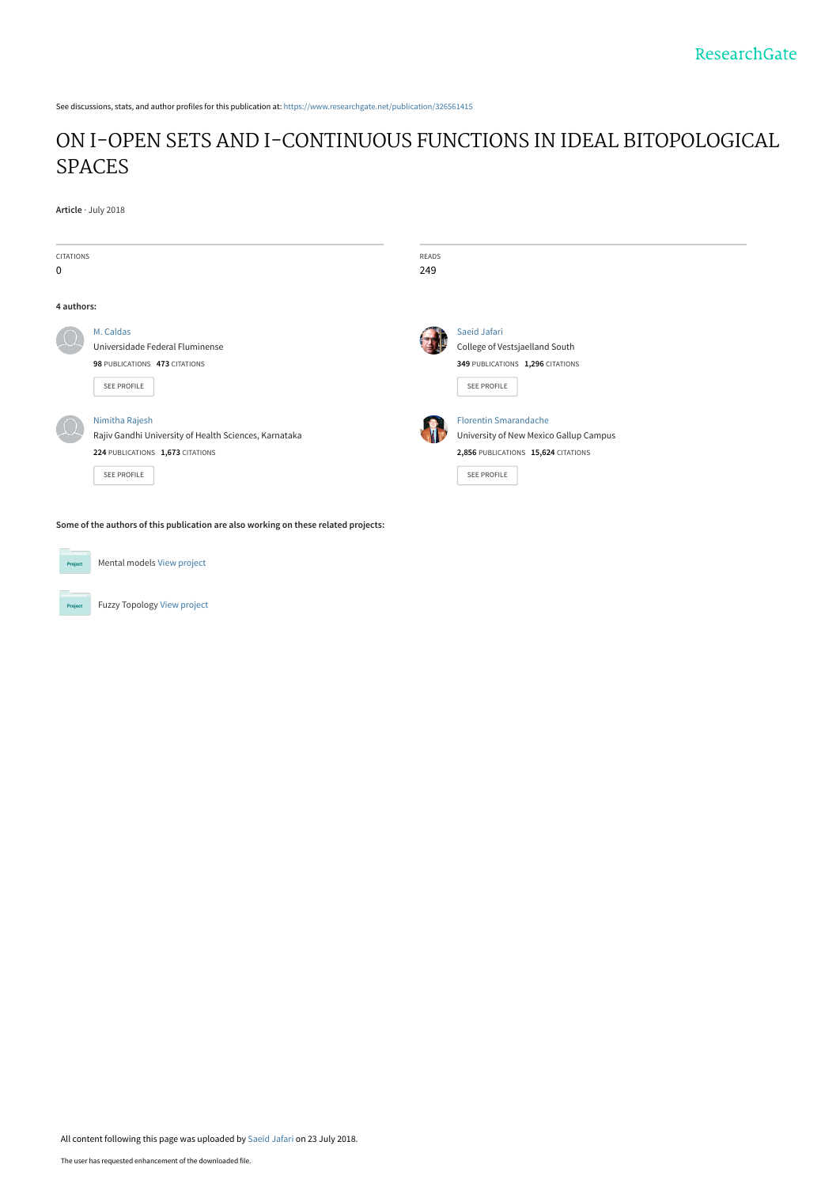See discussions, stats, and author profiles for this publication at: https://www.researchgate.net/publication/326561415

# ON I-OPEN SETS AND I-CONTINUOUS FUNCTIONS IN IDEAL BITOPOLOGICAL SPACES

**Article** · July 2018

| CITATIONS | READS |
|---|---|
| 0 | 249 |

**4 authors:**

M. Caldas
Universidade Federal Fluminense
**98** PUBLICATIONS **473** CITATIONS
SEE PROFILE

Saeid Jafari
College of Vestsjaelland South
**349** PUBLICATIONS **1,296** CITATIONS
SEE PROFILE

Nimitha Rajesh
Rajiv Gandhi University of Health Sciences, Karnataka
**224** PUBLICATIONS **1,673** CITATIONS
SEE PROFILE

Florentin Smarandache
University of New Mexico Gallup Campus
**2,856** PUBLICATIONS **15,624** CITATIONS
SEE PROFILE

**Some of the authors of this publication are also working on these related projects:**

Mental models View project

Fuzzy Topology View project

All content following this page was uploaded by Saeid Jafari on 23 July 2018.

The user has requested enhancement of the downloaded file.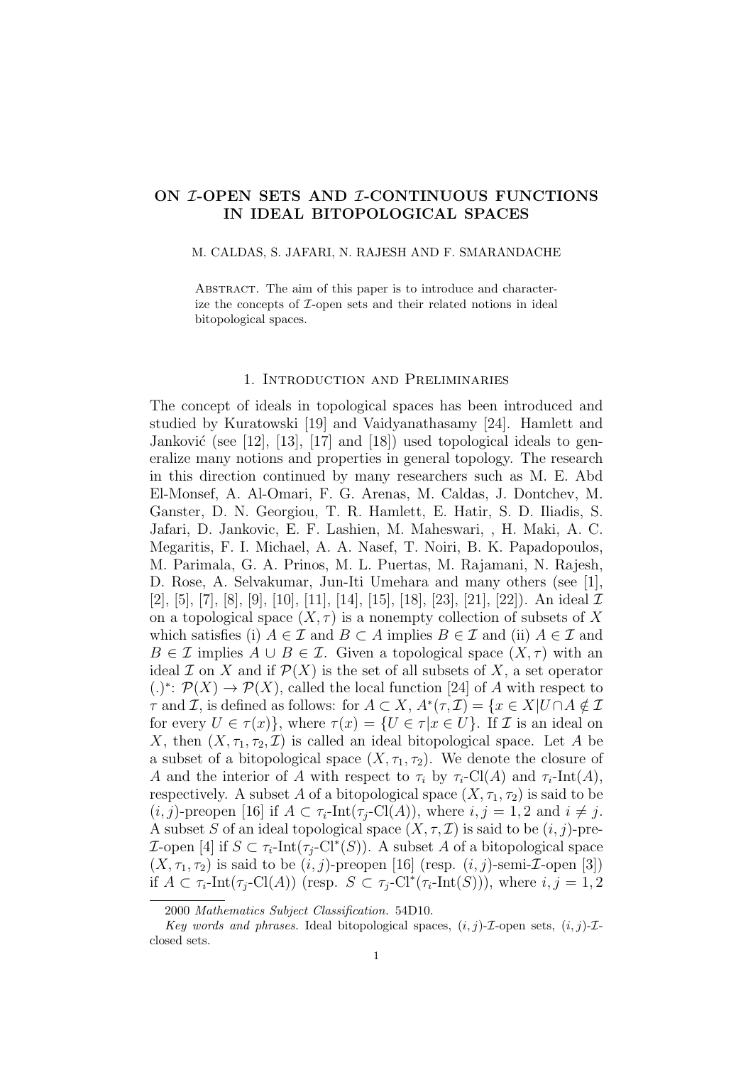# ON $\mathcal{I}$-OPEN SETS AND $\mathcal{I}$-CONTINUOUS FUNCTIONS IN IDEAL BITOPOLOGICAL SPACES

M. CALDAS, S. JAFARI, N. RAJESH AND F. SMARANDACHE

Abstract. The aim of this paper is to introduce and characterize the concepts of $\mathcal{I}$-open sets and their related notions in ideal bitopological spaces.

## 1. Introduction and Preliminaries

The concept of ideals in topological spaces has been introduced and studied by Kuratowski [19] and Vaidyanathasamy [24]. Hamlett and Janković (see [12], [13], [17] and [18]) used topological ideals to generalize many notions and properties in general topology. The research in this direction continued by many researchers such as M. E. Abd El-Monsef, A. Al-Omari, F. G. Arenas, M. Caldas, J. Dontchev, M. Ganster, D. N. Georgiou, T. R. Hamlett, E. Hatir, S. D. Iliadis, S. Jafari, D. Jankovic, E. F. Lashien, M. Maheswari, , H. Maki, A. C. Megaritis, F. I. Michael, A. A. Nasef, T. Noiri, B. K. Papadopoulos, M. Parimala, G. A. Prinos, M. L. Puertas, M. Rajamani, N. Rajesh, D. Rose, A. Selvakumar, Jun-Iti Umehara and many others (see [1], [2], [5], [7], [8], [9], [10], [11], [14], [15], [18], [23], [21], [22]). An ideal $\mathcal{I}$ on a topological space $(X, \tau)$ is a nonempty collection of subsets of $X$ which satisfies (i) $A \in \mathcal{I}$ and $B \subset A$ implies $B \in \mathcal{I}$ and (ii) $A \in \mathcal{I}$ and $B \in \mathcal{I}$ implies $A \cup B \in \mathcal{I}$. Given a topological space $(X, \tau)$ with an ideal $\mathcal{I}$ on $X$ and if $\mathcal{P}(X)$ is the set of all subsets of $X$, a set operator $(.)^*$: $\mathcal{P}(X) \to \mathcal{P}(X)$, called the local function [24] of $A$ with respect to $\tau$ and $\mathcal{I}$, is defined as follows: for $A \subset X$, $A^*(\tau, \mathcal{I}) = \{x \in X | U \cap A \notin \mathcal{I}$ for every $U \in \tau(x)\}$, where $\tau(x) = \{U \in \tau | x \in U\}$. If $\mathcal{I}$ is an ideal on $X$, then $(X, \tau_1, \tau_2, \mathcal{I})$ is called an ideal bitopological space. Let $A$ be a subset of a bitopological space $(X, \tau_1, \tau_2)$. We denote the closure of $A$ and the interior of $A$ with respect to $\tau_i$ by $\tau_i$-Cl$(A)$ and $\tau_i$-Int$(A)$, respectively. A subset $A$ of a bitopological space $(X, \tau_1, \tau_2)$ is said to be $(i, j)$-preopen [16] if $A \subset \tau_i$-Int$(\tau_j$-Cl$(A))$, where $i, j = 1, 2$ and $i \neq j$. A subset $S$ of an ideal topological space $(X, \tau, \mathcal{I})$ is said to be $(i, j)$-pre-$\mathcal{I}$-open [4] if $S \subset \tau_i$-Int$(\tau_j$-Cl$^*(S))$. A subset $A$ of a bitopological space $(X, \tau_1, \tau_2)$ is said to be $(i, j)$-preopen [16] (resp. $(i, j)$-semi-$\mathcal{I}$-open [3]) if $A \subset \tau_i$-Int$(\tau_j$-Cl$(A))$ (resp. $S \subset \tau_j$-Cl$^*(\tau_i$-Int$(S))$), where $i, j = 1, 2$

2000 *Mathematics Subject Classification.* 54D10.

*Key words and phrases.* Ideal bitopological spaces, $(i, j)$-$\mathcal{I}$-open sets, $(i, j)$-$\mathcal{I}$-closed sets.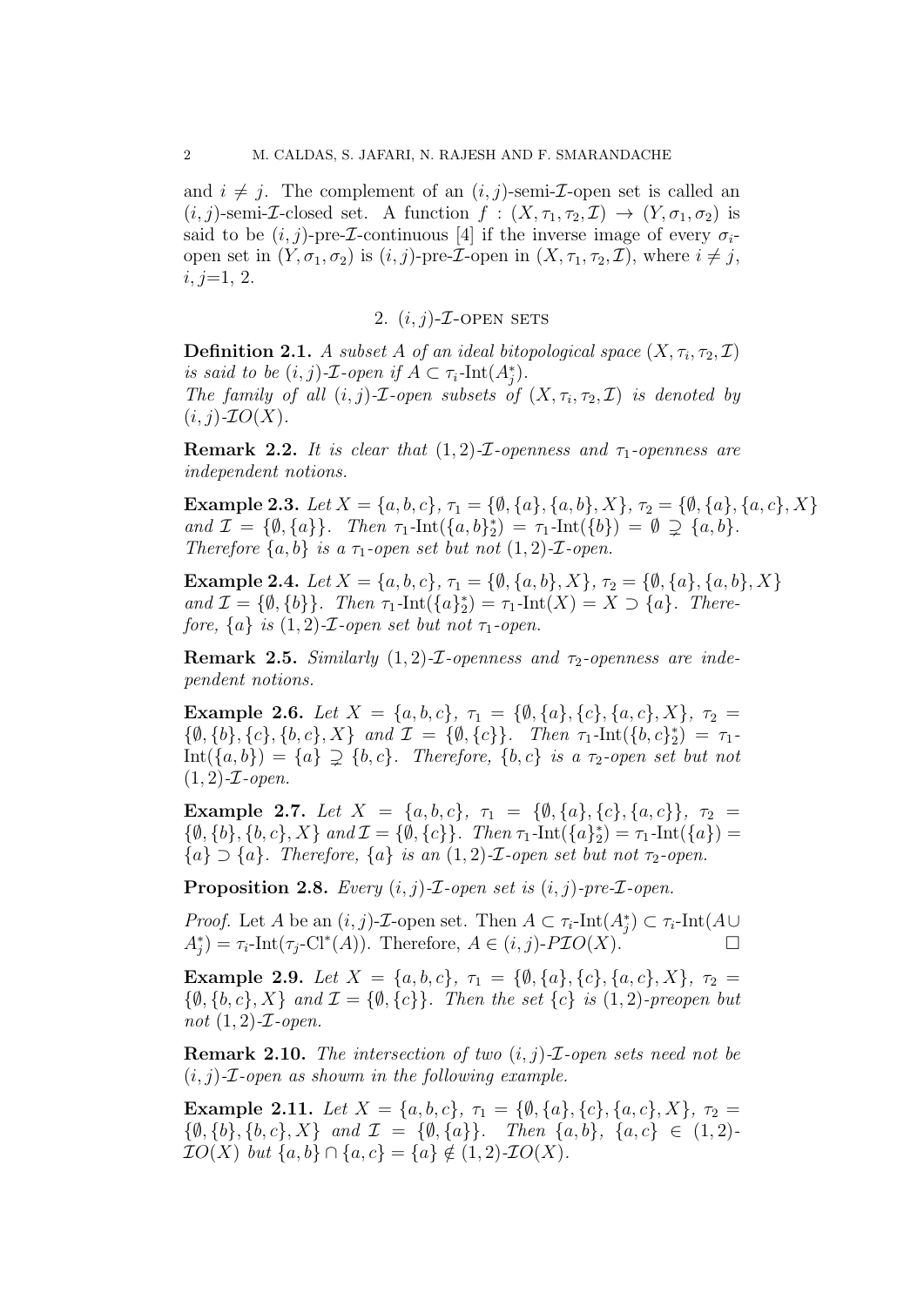and $i \neq j$. The complement of an $(i,j)$-semi-$\mathcal{I}$-open set is called an $(i,j)$-semi-$\mathcal{I}$-closed set. A function $f : (X, \tau_1, \tau_2, \mathcal{I}) \to (Y, \sigma_1, \sigma_2)$ is said to be $(i,j)$-pre-$\mathcal{I}$-continuous [4] if the inverse image of every $\sigma_i$-open set in $(Y, \sigma_1, \sigma_2)$ is $(i,j)$-pre-$\mathcal{I}$-open in $(X, \tau_1, \tau_2, \mathcal{I})$, where $i \neq j$, $i, j$=1, 2.

## 2. $(i,j)$-$\mathcal{I}$-open sets

**Definition 2.1.** *A subset $A$ of an ideal bitopological space $(X, \tau_i, \tau_2, \mathcal{I})$ is said to be $(i,j)$-$\mathcal{I}$-open if $A \subset \tau_i$-$\mathrm{Int}(A_j^*)$.*
*The family of all $(i,j)$-$\mathcal{I}$-open subsets of $(X, \tau_i, \tau_2, \mathcal{I})$ is denoted by $(i,j)$-$\mathcal{I}O(X)$.*

**Remark 2.2.** *It is clear that $(1,2)$-$\mathcal{I}$-openness and $\tau_1$-openness are independent notions.*

**Example 2.3.** *Let $X = \{a,b,c\}$, $\tau_1 = \{\emptyset, \{a\}, \{a,b\}, X\}$, $\tau_2 = \{\emptyset, \{a\}, \{a,c\}, X\}$ and $\mathcal{I} = \{\emptyset, \{a\}\}$. Then $\tau_1$-$\mathrm{Int}(\{a,b\}_2^*) = \tau_1$-$\mathrm{Int}(\{b\}) = \emptyset \supsetneq \{a,b\}$. Therefore $\{a,b\}$ is a $\tau_1$-open set but not $(1,2)$-$\mathcal{I}$-open.*

**Example 2.4.** *Let $X = \{a,b,c\}$, $\tau_1 = \{\emptyset, \{a,b\}, X\}$, $\tau_2 = \{\emptyset, \{a\}, \{a,b\}, X\}$ and $\mathcal{I} = \{\emptyset, \{b\}\}$. Then $\tau_1$-$\mathrm{Int}(\{a\}_2^*) = \tau_1$-$\mathrm{Int}(X) = X \supset \{a\}$. Therefore, $\{a\}$ is $(1,2)$-$\mathcal{I}$-open set but not $\tau_1$-open.*

**Remark 2.5.** *Similarly $(1,2)$-$\mathcal{I}$-openness and $\tau_2$-openness are independent notions.*

**Example 2.6.** *Let $X = \{a,b,c\}$, $\tau_1 = \{\emptyset, \{a\}, \{c\}, \{a,c\}, X\}$, $\tau_2 = \{\emptyset, \{b\}, \{c\}, \{b,c\}, X\}$ and $\mathcal{I} = \{\emptyset, \{c\}\}$. Then $\tau_1$-$\mathrm{Int}(\{b,c\}_2^*) = \tau_1$-$\mathrm{Int}(\{a,b\}) = \{a\} \supsetneq \{b,c\}$. Therefore, $\{b,c\}$ is a $\tau_2$-open set but not $(1,2)$-$\mathcal{I}$-open.*

**Example 2.7.** *Let $X = \{a,b,c\}$, $\tau_1 = \{\emptyset, \{a\}, \{c\}, \{a,c\}\}$, $\tau_2 = \{\emptyset, \{b\}, \{b,c\}, X\}$ and $\mathcal{I} = \{\emptyset, \{c\}\}$. Then $\tau_1$-$\mathrm{Int}(\{a\}_2^*) = \tau_1$-$\mathrm{Int}(\{a\}) = \{a\} \supset \{a\}$. Therefore, $\{a\}$ is an $(1,2)$-$\mathcal{I}$-open set but not $\tau_2$-open.*

**Proposition 2.8.** *Every $(i,j)$-$\mathcal{I}$-open set is $(i,j)$-pre-$\mathcal{I}$-open.*

*Proof.* Let $A$ be an $(i,j)$-$\mathcal{I}$-open set. Then $A \subset \tau_i$-$\mathrm{Int}(A_j^*) \subset \tau_i$-$\mathrm{Int}(A \cup A_j^*) = \tau_i$-$\mathrm{Int}(\tau_j$-$\mathrm{Cl}^*(A))$. Therefore, $A \in (i,j)$-$P\mathcal{I}O(X)$. □

**Example 2.9.** *Let $X = \{a,b,c\}$, $\tau_1 = \{\emptyset, \{a\}, \{c\}, \{a,c\}, X\}$, $\tau_2 = \{\emptyset, \{b,c\}, X\}$ and $\mathcal{I} = \{\emptyset, \{c\}\}$. Then the set $\{c\}$ is $(1,2)$-preopen but not $(1,2)$-$\mathcal{I}$-open.*

**Remark 2.10.** *The intersection of two $(i,j)$-$\mathcal{I}$-open sets need not be $(i,j)$-$\mathcal{I}$-open as showm in the following example.*

**Example 2.11.** *Let $X = \{a,b,c\}$, $\tau_1 = \{\emptyset, \{a\}, \{c\}, \{a,c\}, X\}$, $\tau_2 = \{\emptyset, \{b\}, \{b,c\}, X\}$ and $\mathcal{I} = \{\emptyset, \{a\}\}$. Then $\{a,b\}$, $\{a,c\} \in (1,2)$-$\mathcal{I}O(X)$ but $\{a,b\} \cap \{a,c\} = \{a\} \notin (1,2)$-$\mathcal{I}O(X)$.*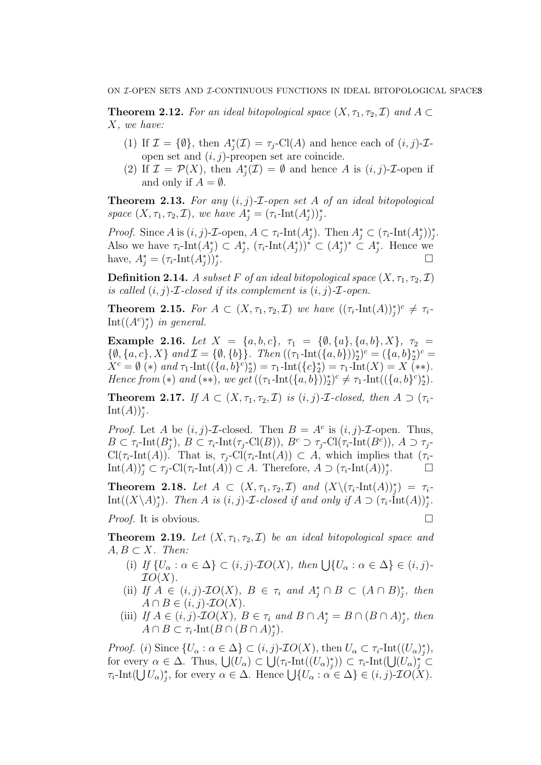**Theorem 2.12.** *For an ideal bitopological space $(X, \tau_1, \tau_2, \mathcal{I})$ and $A \subset X$, we have:*

1. If $\mathcal{I} = \{\emptyset\}$, then $A_j^*(\mathcal{I}) = \tau_j\text{-Cl}(A)$ and hence each of $(i,j)$-$\mathcal{I}$-open set and $(i,j)$-preopen set are coincide.
2. If $\mathcal{I} = \mathcal{P}(X)$, then $A_j^*(\mathcal{I}) = \emptyset$ and hence $A$ is $(i,j)$-$\mathcal{I}$-open if and only if $A = \emptyset$.

**Theorem 2.13.** *For any $(i,j)$-$\mathcal{I}$-open set $A$ of an ideal bitopological space $(X, \tau_1, \tau_2, \mathcal{I})$, we have $A_j^* = (\tau_i\text{-Int}(A_j^*))_j^*$.*

*Proof.* Since $A$ is $(i,j)$-$\mathcal{I}$-open, $A \subset \tau_i\text{-Int}(A_j^*)$. Then $A_j^* \subset (\tau_i\text{-Int}(A_j^*))_j^*$. Also we have $\tau_i\text{-Int}(A_j^*) \subset A_j^*$, $(\tau_i\text{-Int}(A_j^*))^* \subset (A_j^*)^* \subset A_j^*$. Hence we have, $A_j^* = (\tau_i\text{-Int}(A_j^*))_j^*$. □

**Definition 2.14.** *A subset $F$ of an ideal bitopological space $(X, \tau_1, \tau_2, \mathcal{I})$ is called $(i,j)$-$\mathcal{I}$-closed if its complement is $(i,j)$-$\mathcal{I}$-open.*

**Theorem 2.15.** *For $A \subset (X, \tau_1, \tau_2, \mathcal{I})$ we have $((\tau_i\text{-Int}(A))_j^*)^c \neq \tau_i\text{-Int}((A^c)_j^*)$ in general.*

**Example 2.16.** *Let $X = \{a, b, c\}$, $\tau_1 = \{\emptyset, \{a\}, \{a, b\}, X\}$, $\tau_2 = \{\emptyset, \{a, c\}, X\}$ and $\mathcal{I} = \{\emptyset, \{b\}\}$. Then $((\tau_1\text{-Int}(\{a,b\}))_2^*)^c = (\{a,b\}_2^*)^c = X^c = \emptyset$ $(*)$ and $\tau_1\text{-Int}((\{a,b\}^c)_2^*) = \tau_1\text{-Int}(\{c\}_2^*) = \tau_1\text{-Int}(X) = X$ $(**)$. Hence from $(*)$ and $(**)$, we get $((\tau_1\text{-Int}(\{a,b\}))_2^*)^c \neq \tau_1\text{-Int}((\{a,b\}^c)_2^*)$.*

**Theorem 2.17.** *If $A \subset (X, \tau_1, \tau_2, \mathcal{I})$ is $(i,j)$-$\mathcal{I}$-closed, then $A \supset (\tau_i\text{-Int}(A))_j^*$.*

*Proof.* Let $A$ be $(i,j)$-$\mathcal{I}$-closed. Then $B = A^c$ is $(i,j)$-$\mathcal{I}$-open. Thus, $B \subset \tau_i\text{-Int}(B_j^*)$, $B \subset \tau_i\text{-Int}(\tau_j\text{-Cl}(B))$, $B^c \supset \tau_j\text{-Cl}(\tau_i\text{-Int}(B^c))$, $A \supset \tau_j\text{-Cl}(\tau_i\text{-Int}(A))$. That is, $\tau_j\text{-Cl}(\tau_i\text{-Int}(A)) \subset A$, which implies that $(\tau_i\text{-Int}(A))_j^* \subset \tau_j\text{-Cl}(\tau_i\text{-Int}(A)) \subset A$. Therefore, $A \supset (\tau_i\text{-Int}(A))_j^*$. □

**Theorem 2.18.** *Let $A \subset (X, \tau_1, \tau_2, \mathcal{I})$ and $(X \backslash (\tau_i\text{-Int}(A))_j^*) = \tau_i\text{-Int}((X \backslash A)_j^*)$. Then $A$ is $(i,j)$-$\mathcal{I}$-closed if and only if $A \supset (\tau_i\text{-Int}(A))_j^*$.*

*Proof.* It is obvious. □

**Theorem 2.19.** *Let $(X, \tau_1, \tau_2, \mathcal{I})$ be an ideal bitopological space and $A, B \subset X$. Then:*

(i) *If $\{U_\alpha : \alpha \in \Delta\} \subset (i,j)$-$\mathcal{I}O(X)$, then $\bigcup\{U_\alpha : \alpha \in \Delta\} \in (i,j)$-$\mathcal{I}O(X)$.*

(ii) *If $A \in (i,j)$-$\mathcal{I}O(X)$, $B \in \tau_i$ and $A_j^* \cap B \subset (A \cap B)_j^*$, then $A \cap B \in (i,j)$-$\mathcal{I}O(X)$.*

(iii) *If $A \in (i,j)$-$\mathcal{I}O(X)$, $B \in \tau_i$ and $B \cap A_j^* = B \cap (B \cap A)_j^*$, then $A \cap B \subset \tau_i\text{-Int}(B \cap (B \cap A)_j^*)$.*

*Proof.* $(i)$ Since $\{U_\alpha : \alpha \in \Delta\} \subset (i,j)$-$\mathcal{I}O(X)$, then $U_\alpha \subset \tau_i\text{-Int}((U_\alpha)_j^*)$, for every $\alpha \in \Delta$. Thus, $\bigcup(U_\alpha) \subset \bigcup(\tau_i\text{-Int}((U_\alpha)_j^*)) \subset \tau_i\text{-Int}(\bigcup(U_\alpha)_j^* \subset \tau_i\text{-Int}(\bigcup U_\alpha)_j^*$, for every $\alpha \in \Delta$. Hence $\bigcup\{U_\alpha : \alpha \in \Delta\} \in (i,j)$-$\mathcal{I}O(X)$.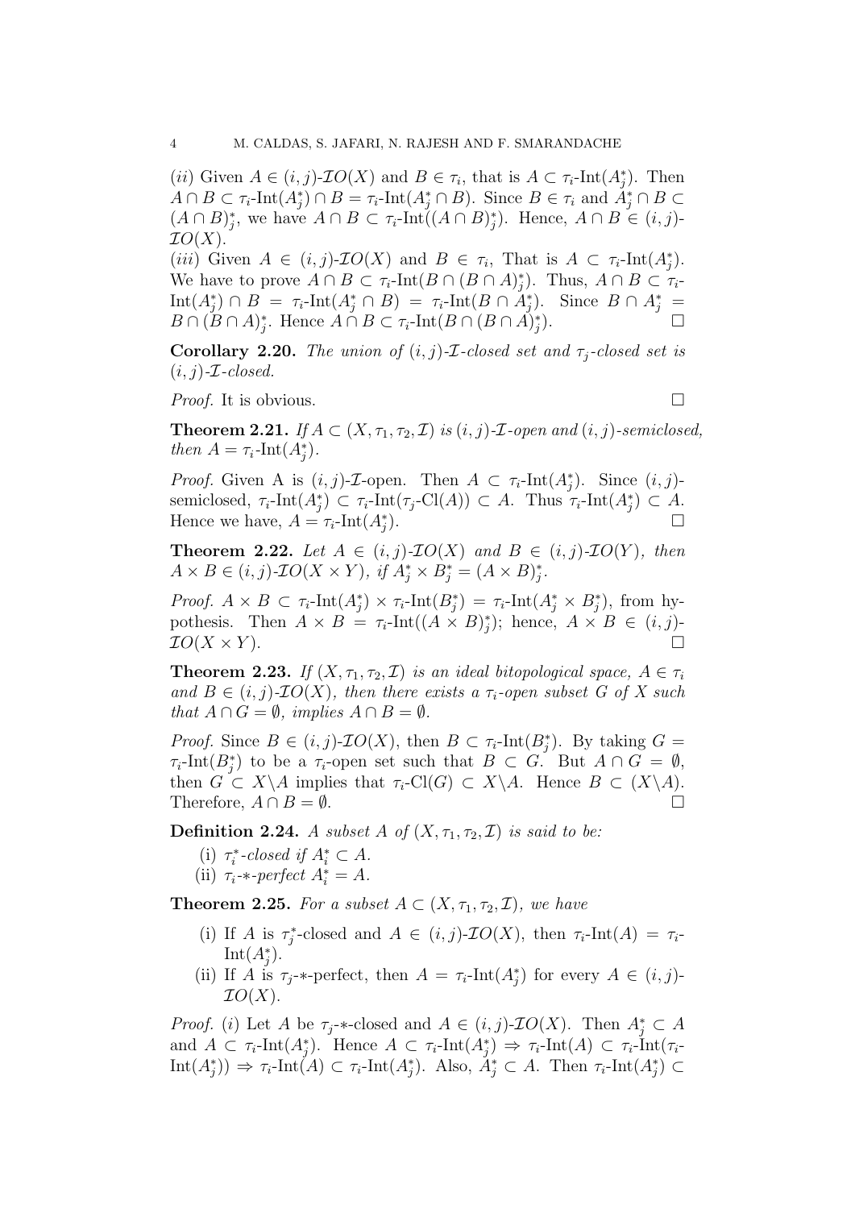(*ii*) Given $A \in (i,j)$-$\mathcal{I}O(X)$ and $B \in \tau_i$, that is $A \subset \tau_i$-$\mathrm{Int}(A_j^*)$. Then $A \cap B \subset \tau_i$-$\mathrm{Int}(A_j^*) \cap B = \tau_i$-$\mathrm{Int}(A_j^* \cap B)$. Since $B \in \tau_i$ and $A_j^* \cap B \subset (A \cap B)_j^*$, we have $A \cap B \subset \tau_i$-$\mathrm{Int}((A \cap B)_j^*)$. Hence, $A \cap B \in (i,j)$-$\mathcal{I}O(X)$.

(*iii*) Given $A \in (i,j)$-$\mathcal{I}O(X)$ and $B \in \tau_i$, That is $A \subset \tau_i$-$\mathrm{Int}(A_j^*)$. We have to prove $A \cap B \subset \tau_i$-$\mathrm{Int}(B \cap (B \cap A)_j^*)$. Thus, $A \cap B \subset \tau_i$-$\mathrm{Int}(A_j^*) \cap B = \tau_i$-$\mathrm{Int}(A_j^* \cap B) = \tau_i$-$\mathrm{Int}(B \cap A_j^*)$. Since $B \cap A_j^* = B \cap (B \cap A)_j^*$. Hence $A \cap B \subset \tau_i$-$\mathrm{Int}(B \cap (B \cap A)_j^*)$. □

**Corollary 2.20.** *The union of $(i,j)$-$\mathcal{I}$-closed set and $\tau_j$-closed set is $(i,j)$-$\mathcal{I}$-closed.*

*Proof.* It is obvious. □

**Theorem 2.21.** *If $A \subset (X, \tau_1, \tau_2, \mathcal{I})$ is $(i,j)$-$\mathcal{I}$-open and $(i,j)$-semiclosed, then $A = \tau_i$-$\mathrm{Int}(A_j^*)$.*

*Proof.* Given A is $(i,j)$-$\mathcal{I}$-open. Then $A \subset \tau_i$-$\mathrm{Int}(A_j^*)$. Since $(i,j)$-semiclosed, $\tau_i$-$\mathrm{Int}(A_j^*) \subset \tau_i$-$\mathrm{Int}(\tau_j$-$\mathrm{Cl}(A)) \subset A$. Thus $\tau_i$-$\mathrm{Int}(A_j^*) \subset A$. Hence we have, $A = \tau_i$-$\mathrm{Int}(A_j^*)$. □

**Theorem 2.22.** *Let $A \in (i,j)$-$\mathcal{I}O(X)$ and $B \in (i,j)$-$\mathcal{I}O(Y)$, then $A \times B \in (i,j)$-$\mathcal{I}O(X \times Y)$, if $A_j^* \times B_j^* = (A \times B)_j^*$.*

*Proof.* $A \times B \subset \tau_i$-$\mathrm{Int}(A_j^*) \times \tau_i$-$\mathrm{Int}(B_j^*) = \tau_i$-$\mathrm{Int}(A_j^* \times B_j^*)$, from hypothesis. Then $A \times B = \tau_i$-$\mathrm{Int}((A \times B)_j^*)$; hence, $A \times B \in (i,j)$-$\mathcal{I}O(X \times Y)$. □

**Theorem 2.23.** *If $(X, \tau_1, \tau_2, \mathcal{I})$ is an ideal bitopological space, $A \in \tau_i$ and $B \in (i,j)$-$\mathcal{I}O(X)$, then there exists a $\tau_i$-open subset $G$ of $X$ such that $A \cap G = \emptyset$, implies $A \cap B = \emptyset$.*

*Proof.* Since $B \in (i,j)$-$\mathcal{I}O(X)$, then $B \subset \tau_i$-$\mathrm{Int}(B_j^*)$. By taking $G = \tau_i$-$\mathrm{Int}(B_j^*)$ to be a $\tau_i$-open set such that $B \subset G$. But $A \cap G = \emptyset$, then $G \subset X \backslash A$ implies that $\tau_i$-$\mathrm{Cl}(G) \subset X \backslash A$. Hence $B \subset (X \backslash A)$. Therefore, $A \cap B = \emptyset$. □

**Definition 2.24.** *A subset $A$ of $(X, \tau_1, \tau_2, \mathcal{I})$ is said to be:*

(i) *$\tau_i^*$-closed if $A_i^* \subset A$.*
(ii) *$\tau_i$-$*$-perfect $A_i^* = A$.*

**Theorem 2.25.** *For a subset $A \subset (X, \tau_1, \tau_2, \mathcal{I})$, we have*

(i) If $A$ is $\tau_j^*$-closed and $A \in (i,j)$-$\mathcal{I}O(X)$, then $\tau_i$-$\mathrm{Int}(A) = \tau_i$-$\mathrm{Int}(A_j^*)$.
(ii) If $A$ is $\tau_j$-$*$-perfect, then $A = \tau_i$-$\mathrm{Int}(A_j^*)$ for every $A \in (i,j)$-$\mathcal{I}O(X)$.

*Proof.* (*i*) Let $A$ be $\tau_j$-$*$-closed and $A \in (i,j)$-$\mathcal{I}O(X)$. Then $A_j^* \subset A$ and $A \subset \tau_i$-$\mathrm{Int}(A_j^*)$. Hence $A \subset \tau_i$-$\mathrm{Int}(A_j^*) \Rightarrow \tau_i$-$\mathrm{Int}(A) \subset \tau_i$-$\mathrm{Int}(\tau_i$-$\mathrm{Int}(A_j^*)) \Rightarrow \tau_i$-$\mathrm{Int}(A) \subset \tau_i$-$\mathrm{Int}(A_j^*)$. Also, $A_j^* \subset A$. Then $\tau_i$-$\mathrm{Int}(A_j^*) \subset$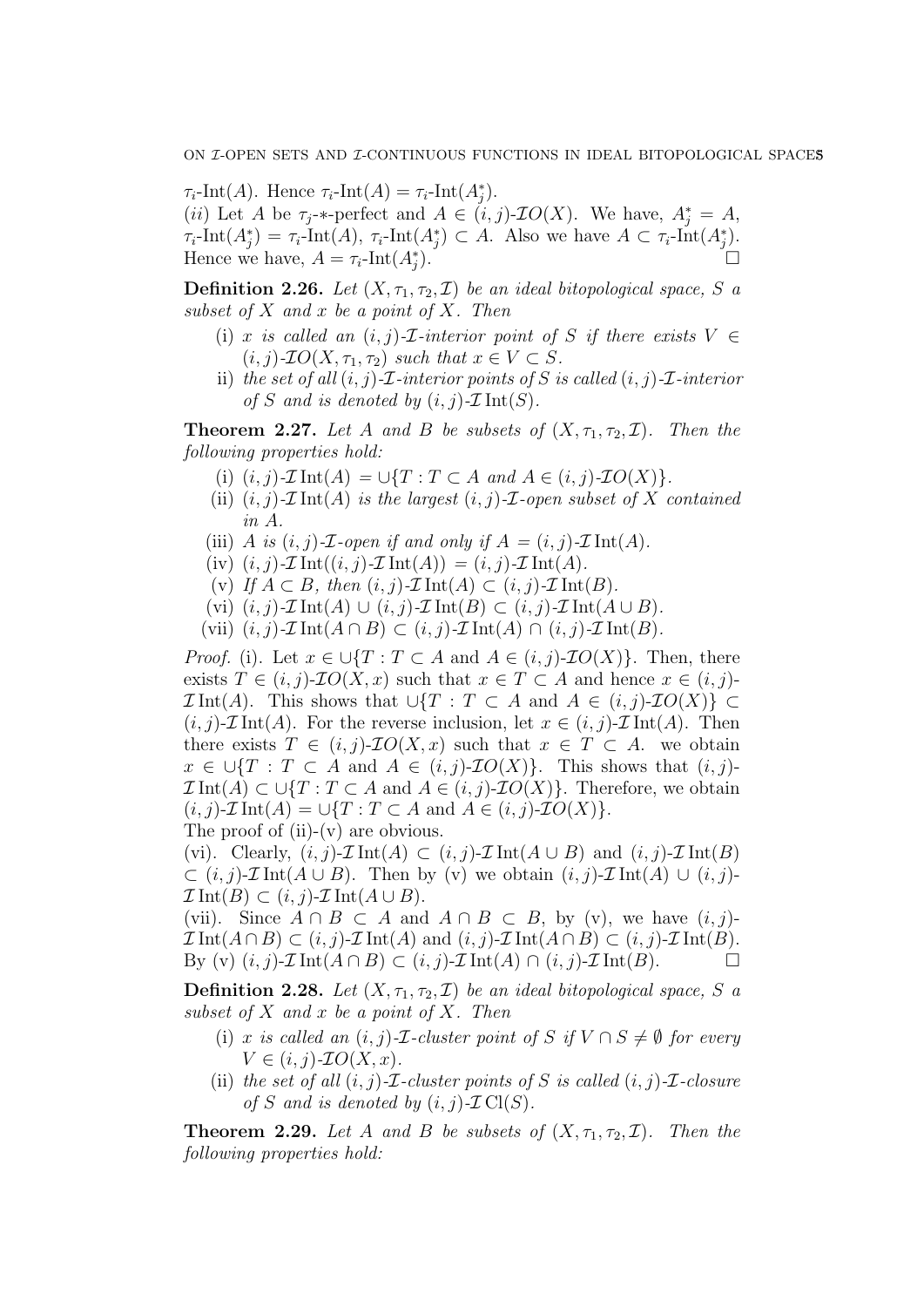$\tau_i$-Int$(A)$. Hence $\tau_i$-Int$(A) = \tau_i$-Int$(A_j^*)$.
(*ii*) Let $A$ be $\tau_j$-$*$-perfect and $A \in (i,j)$-$\mathcal{I}O(X)$. We have, $A_j^* = A$, $\tau_i$-Int$(A_j^*) = \tau_i$-Int$(A)$, $\tau_i$-Int$(A_j^*) \subset A$. Also we have $A \subset \tau_i$-Int$(A_j^*)$. Hence we have, $A = \tau_i$-Int$(A_j^*)$. □

**Definition 2.26.** *Let $(X, \tau_1, \tau_2, \mathcal{I})$ be an ideal bitopological space, $S$ a subset of $X$ and $x$ be a point of $X$. Then*

- (i) *$x$ is called an $(i,j)$-$\mathcal{I}$-interior point of $S$ if there exists $V \in (i,j)$-$\mathcal{I}O(X, \tau_1, \tau_2)$ such that $x \in V \subset S$.*
- ii) *the set of all $(i,j)$-$\mathcal{I}$-interior points of $S$ is called $(i,j)$-$\mathcal{I}$-interior of $S$ and is denoted by $(i,j)$-$\mathcal{I}\,\mathrm{Int}(S)$.*

**Theorem 2.27.** *Let $A$ and $B$ be subsets of $(X, \tau_1, \tau_2, \mathcal{I})$. Then the following properties hold:*

- (i) *$(i,j)$-$\mathcal{I}\,\mathrm{Int}(A) = \cup\{T : T \subset A$ and $A \in (i,j)$-$\mathcal{I}O(X)\}$.*
- (ii) *$(i,j)$-$\mathcal{I}\,\mathrm{Int}(A)$ is the largest $(i,j)$-$\mathcal{I}$-open subset of $X$ contained in $A$.*
- (iii) *$A$ is $(i,j)$-$\mathcal{I}$-open if and only if $A = (i,j)$-$\mathcal{I}\,\mathrm{Int}(A)$.*
- (iv) *$(i,j)$-$\mathcal{I}\,\mathrm{Int}((i,j)$-$\mathcal{I}\,\mathrm{Int}(A)) = (i,j)$-$\mathcal{I}\,\mathrm{Int}(A)$.*
- (v) *If $A \subset B$, then $(i,j)$-$\mathcal{I}\,\mathrm{Int}(A) \subset (i,j)$-$\mathcal{I}\,\mathrm{Int}(B)$.*
- (vi) *$(i,j)$-$\mathcal{I}\,\mathrm{Int}(A) \cup (i,j)$-$\mathcal{I}\,\mathrm{Int}(B) \subset (i,j)$-$\mathcal{I}\,\mathrm{Int}(A \cup B)$.*
- (vii) *$(i,j)$-$\mathcal{I}\,\mathrm{Int}(A \cap B) \subset (i,j)$-$\mathcal{I}\,\mathrm{Int}(A) \cap (i,j)$-$\mathcal{I}\,\mathrm{Int}(B)$.*

*Proof.* (i). Let $x \in \cup\{T : T \subset A$ and $A \in (i,j)$-$\mathcal{I}O(X)\}$. Then, there exists $T \in (i,j)$-$\mathcal{I}O(X, x)$ such that $x \in T \subset A$ and hence $x \in (i,j)$-$\mathcal{I}\,\mathrm{Int}(A)$. This shows that $\cup\{T : T \subset A$ and $A \in (i,j)$-$\mathcal{I}O(X)\} \subset (i,j)$-$\mathcal{I}\,\mathrm{Int}(A)$. For the reverse inclusion, let $x \in (i,j)$-$\mathcal{I}\,\mathrm{Int}(A)$. Then there exists $T \in (i,j)$-$\mathcal{I}O(X, x)$ such that $x \in T \subset A$. we obtain $x \in \cup\{T : T \subset A$ and $A \in (i,j)$-$\mathcal{I}O(X)\}$. This shows that $(i,j)$-$\mathcal{I}\,\mathrm{Int}(A) \subset \cup\{T : T \subset A$ and $A \in (i,j)$-$\mathcal{I}O(X)\}$. Therefore, we obtain $(i,j)$-$\mathcal{I}\,\mathrm{Int}(A) = \cup\{T : T \subset A$ and $A \in (i,j)$-$\mathcal{I}O(X)\}$.
The proof of (ii)-(v) are obvious.
(vi). Clearly, $(i,j)$-$\mathcal{I}\,\mathrm{Int}(A) \subset (i,j)$-$\mathcal{I}\,\mathrm{Int}(A \cup B)$ and $(i,j)$-$\mathcal{I}\,\mathrm{Int}(B) \subset (i,j)$-$\mathcal{I}\,\mathrm{Int}(A \cup B)$. Then by (v) we obtain $(i,j)$-$\mathcal{I}\,\mathrm{Int}(A) \cup (i,j)$-$\mathcal{I}\,\mathrm{Int}(B) \subset (i,j)$-$\mathcal{I}\,\mathrm{Int}(A \cup B)$.
(vii). Since $A \cap B \subset A$ and $A \cap B \subset B$, by (v), we have $(i,j)$-$\mathcal{I}\,\mathrm{Int}(A \cap B) \subset (i,j)$-$\mathcal{I}\,\mathrm{Int}(A)$ and $(i,j)$-$\mathcal{I}\,\mathrm{Int}(A \cap B) \subset (i,j)$-$\mathcal{I}\,\mathrm{Int}(B)$. By (v) $(i,j)$-$\mathcal{I}\,\mathrm{Int}(A \cap B) \subset (i,j)$-$\mathcal{I}\,\mathrm{Int}(A) \cap (i,j)$-$\mathcal{I}\,\mathrm{Int}(B)$. □

**Definition 2.28.** *Let $(X, \tau_1, \tau_2, \mathcal{I})$ be an ideal bitopological space, $S$ a subset of $X$ and $x$ be a point of $X$. Then*

- (i) *$x$ is called an $(i,j)$-$\mathcal{I}$-cluster point of $S$ if $V \cap S \neq \emptyset$ for every $V \in (i,j)$-$\mathcal{I}O(X, x)$.*
- (ii) *the set of all $(i,j)$-$\mathcal{I}$-cluster points of $S$ is called $(i,j)$-$\mathcal{I}$-closure of $S$ and is denoted by $(i,j)$-$\mathcal{I}\,\mathrm{Cl}(S)$.*

**Theorem 2.29.** *Let $A$ and $B$ be subsets of $(X, \tau_1, \tau_2, \mathcal{I})$. Then the following properties hold:*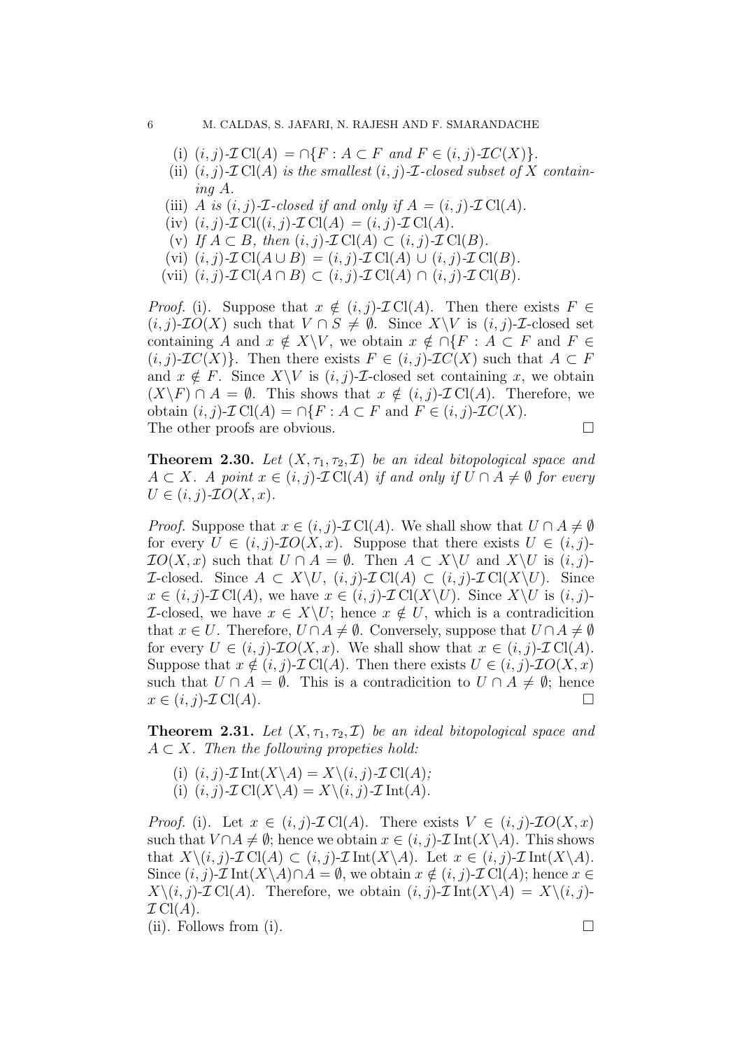(i) $(i,j)$-$\mathcal{I}\,\mathrm{Cl}(A) = \cap\{F : A \subset F$ *and* $F \in (i,j)$-$\mathcal{I}C(X)\}$.

(ii) $(i,j)$-$\mathcal{I}\,\mathrm{Cl}(A)$ *is the smallest* $(i,j)$-$\mathcal{I}$-*closed subset of* $X$ *containing* $A$.

(iii) $A$ *is* $(i,j)$-$\mathcal{I}$-*closed if and only if* $A = (i,j)$-$\mathcal{I}\,\mathrm{Cl}(A)$.

(iv) $(i,j)$-$\mathcal{I}\,\mathrm{Cl}((i,j)$-$\mathcal{I}\,\mathrm{Cl}(A) = (i,j)$-$\mathcal{I}\,\mathrm{Cl}(A)$.

(v) *If* $A \subset B$, *then* $(i,j)$-$\mathcal{I}\,\mathrm{Cl}(A) \subset (i,j)$-$\mathcal{I}\,\mathrm{Cl}(B)$.

(vi) $(i,j)$-$\mathcal{I}\,\mathrm{Cl}(A \cup B) = (i,j)$-$\mathcal{I}\,\mathrm{Cl}(A) \cup (i,j)$-$\mathcal{I}\,\mathrm{Cl}(B)$.

(vii) $(i,j)$-$\mathcal{I}\,\mathrm{Cl}(A \cap B) \subset (i,j)$-$\mathcal{I}\,\mathrm{Cl}(A) \cap (i,j)$-$\mathcal{I}\,\mathrm{Cl}(B)$.

*Proof.* (i). Suppose that $x \notin (i,j)$-$\mathcal{I}\,\mathrm{Cl}(A)$. Then there exists $F \in (i,j)$-$\mathcal{I}O(X)$ such that $V \cap S \neq \emptyset$. Since $X\backslash V$ is $(i,j)$-$\mathcal{I}$-closed set containing $A$ and $x \notin X\backslash V$, we obtain $x \notin \cap\{F : A \subset F$ and $F \in (i,j)$-$\mathcal{I}C(X)\}$. Then there exists $F \in (i,j)$-$\mathcal{I}C(X)$ such that $A \subset F$ and $x \notin F$. Since $X\backslash V$ is $(i,j)$-$\mathcal{I}$-closed set containing $x$, we obtain $(X\backslash F) \cap A = \emptyset$. This shows that $x \notin (i,j)$-$\mathcal{I}\,\mathrm{Cl}(A)$. Therefore, we obtain $(i,j)$-$\mathcal{I}\,\mathrm{Cl}(A) = \cap\{F : A \subset F$ and $F \in (i,j)$-$\mathcal{I}C(X)$.
The other proofs are obvious. □

**Theorem 2.30.** *Let* $(X, \tau_1, \tau_2, \mathcal{I})$ *be an ideal bitopological space and* $A \subset X$. *A point* $x \in (i,j)$-$\mathcal{I}\,\mathrm{Cl}(A)$ *if and only if* $U \cap A \neq \emptyset$ *for every* $U \in (i,j)$-$\mathcal{I}O(X,x)$.

*Proof.* Suppose that $x \in (i,j)$-$\mathcal{I}\,\mathrm{Cl}(A)$. We shall show that $U \cap A \neq \emptyset$ for every $U \in (i,j)$-$\mathcal{I}O(X,x)$. Suppose that there exists $U \in (i,j)$-$\mathcal{I}O(X,x)$ such that $U \cap A = \emptyset$. Then $A \subset X\backslash U$ and $X\backslash U$ is $(i,j)$-$\mathcal{I}$-closed. Since $A \subset X\backslash U$, $(i,j)$-$\mathcal{I}\,\mathrm{Cl}(A) \subset (i,j)$-$\mathcal{I}\,\mathrm{Cl}(X\backslash U)$. Since $x \in (i,j)$-$\mathcal{I}\,\mathrm{Cl}(A)$, we have $x \in (i,j)$-$\mathcal{I}\,\mathrm{Cl}(X\backslash U)$. Since $X\backslash U$ is $(i,j)$-$\mathcal{I}$-closed, we have $x \in X\backslash U$; hence $x \notin U$, which is a contradicition that $x \in U$. Therefore, $U \cap A \neq \emptyset$. Conversely, suppose that $U \cap A \neq \emptyset$ for every $U \in (i,j)$-$\mathcal{I}O(X,x)$. We shall show that $x \in (i,j)$-$\mathcal{I}\,\mathrm{Cl}(A)$. Suppose that $x \notin (i,j)$-$\mathcal{I}\,\mathrm{Cl}(A)$. Then there exists $U \in (i,j)$-$\mathcal{I}O(X,x)$ such that $U \cap A = \emptyset$. This is a contradicition to $U \cap A \neq \emptyset$; hence $x \in (i,j)$-$\mathcal{I}\,\mathrm{Cl}(A)$. □

**Theorem 2.31.** *Let* $(X, \tau_1, \tau_2, \mathcal{I})$ *be an ideal bitopological space and* $A \subset X$. *Then the following propeties hold:*

(i) $(i,j)$-$\mathcal{I}\,\mathrm{Int}(X\backslash A) = X\backslash(i,j)$-$\mathcal{I}\,\mathrm{Cl}(A)$;

(i) $(i,j)$-$\mathcal{I}\,\mathrm{Cl}(X\backslash A) = X\backslash(i,j)$-$\mathcal{I}\,\mathrm{Int}(A)$.

*Proof.* (i). Let $x \in (i,j)$-$\mathcal{I}\,\mathrm{Cl}(A)$. There exists $V \in (i,j)$-$\mathcal{I}O(X,x)$ such that $V \cap A \neq \emptyset$; hence we obtain $x \in (i,j)$-$\mathcal{I}\,\mathrm{Int}(X\backslash A)$. This shows that $X\backslash(i,j)$-$\mathcal{I}\,\mathrm{Cl}(A) \subset (i,j)$-$\mathcal{I}\,\mathrm{Int}(X\backslash A)$. Let $x \in (i,j)$-$\mathcal{I}\,\mathrm{Int}(X\backslash A)$. Since $(i,j)$-$\mathcal{I}\,\mathrm{Int}(X\backslash A) \cap A = \emptyset$, we obtain $x \notin (i,j)$-$\mathcal{I}\,\mathrm{Cl}(A)$; hence $x \in X\backslash(i,j)$-$\mathcal{I}\,\mathrm{Cl}(A)$. Therefore, we obtain $(i,j)$-$\mathcal{I}\,\mathrm{Int}(X\backslash A) = X\backslash(i,j)$-$\mathcal{I}\,\mathrm{Cl}(A)$.
(ii). Follows from (i). □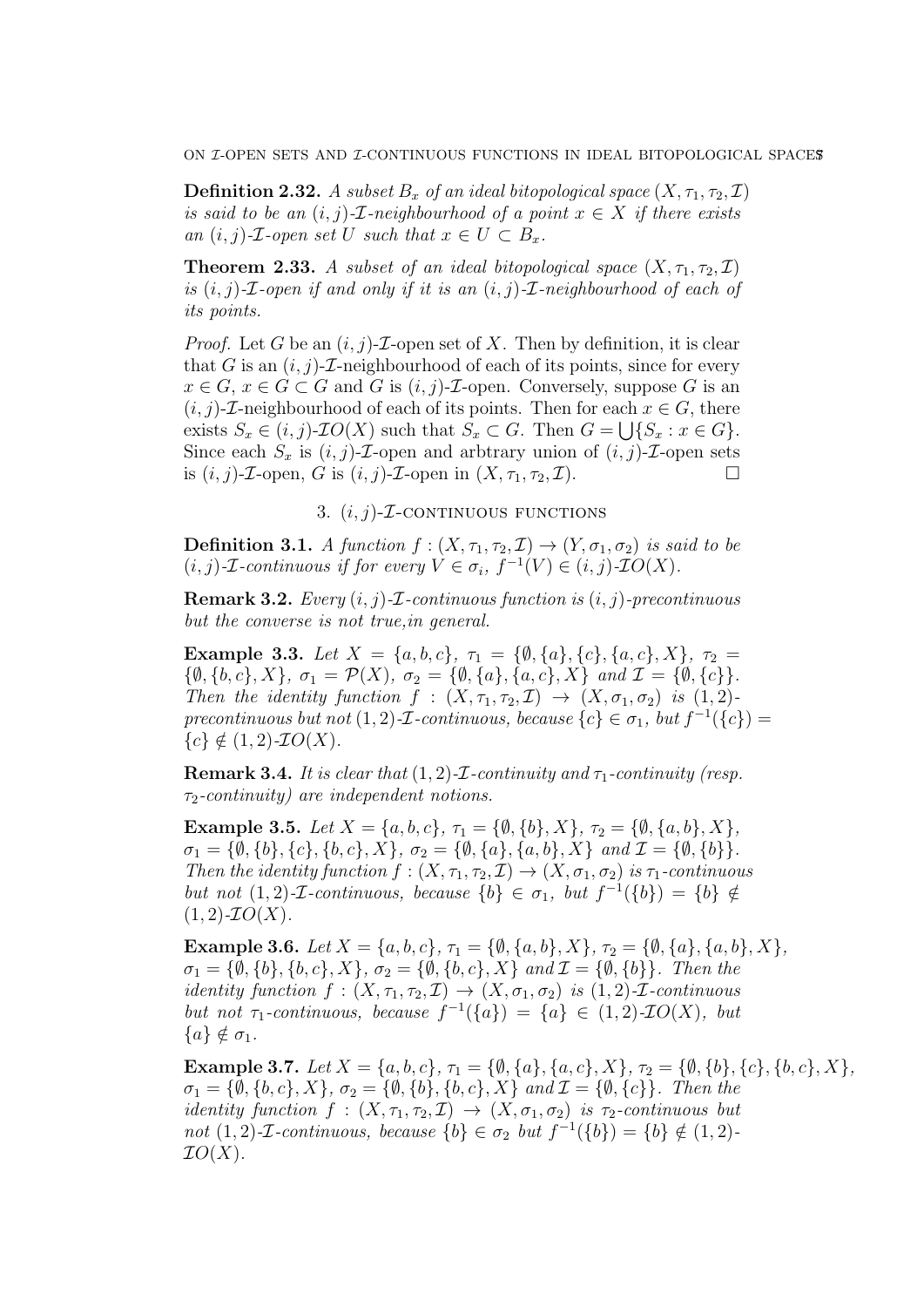**Definition 2.32.** *A subset $B_x$ of an ideal bitopological space $(X, \tau_1, \tau_2, \mathcal{I})$ is said to be an $(i,j)$-$\mathcal{I}$-neighbourhood of a point $x \in X$ if there exists an $(i,j)$-$\mathcal{I}$-open set $U$ such that $x \in U \subset B_x$.*

**Theorem 2.33.** *A subset of an ideal bitopological space $(X, \tau_1, \tau_2, \mathcal{I})$ is $(i,j)$-$\mathcal{I}$-open if and only if it is an $(i,j)$-$\mathcal{I}$-neighbourhood of each of its points.*

*Proof.* Let $G$ be an $(i,j)$-$\mathcal{I}$-open set of $X$. Then by definition, it is clear that $G$ is an $(i,j)$-$\mathcal{I}$-neighbourhood of each of its points, since for every $x \in G$, $x \in G \subset G$ and $G$ is $(i,j)$-$\mathcal{I}$-open. Conversely, suppose $G$ is an $(i,j)$-$\mathcal{I}$-neighbourhood of each of its points. Then for each $x \in G$, there exists $S_x \in (i,j)$-$\mathcal{I}O(X)$ such that $S_x \subset G$. Then $G = \bigcup\{S_x : x \in G\}$. Since each $S_x$ is $(i,j)$-$\mathcal{I}$-open and arbtrary union of $(i,j)$-$\mathcal{I}$-open sets is $(i,j)$-$\mathcal{I}$-open, $G$ is $(i,j)$-$\mathcal{I}$-open in $(X, \tau_1, \tau_2, \mathcal{I})$. $\square$

## 3. $(i,j)$-$\mathcal{I}$-continuous functions

**Definition 3.1.** *A function $f : (X, \tau_1, \tau_2, \mathcal{I}) \to (Y, \sigma_1, \sigma_2)$ is said to be $(i,j)$-$\mathcal{I}$-continuous if for every $V \in \sigma_i$, $f^{-1}(V) \in (i,j)$-$\mathcal{I}O(X)$.*

**Remark 3.2.** *Every $(i,j)$-$\mathcal{I}$-continuous function is $(i,j)$-precontinuous but the converse is not true,in general.*

**Example 3.3.** *Let $X = \{a, b, c\}$, $\tau_1 = \{\emptyset, \{a\}, \{c\}, \{a, c\}, X\}$, $\tau_2 = \{\emptyset, \{b, c\}, X\}$, $\sigma_1 = \mathcal{P}(X)$, $\sigma_2 = \{\emptyset, \{a\}, \{a, c\}, X\}$ and $\mathcal{I} = \{\emptyset, \{c\}\}$. Then the identity function $f : (X, \tau_1, \tau_2, \mathcal{I}) \to (X, \sigma_1, \sigma_2)$ is $(1,2)$-precontinuous but not $(1,2)$-$\mathcal{I}$-continuous, because $\{c\} \in \sigma_1$, but $f^{-1}(\{c\}) = \{c\} \notin (1,2)$-$\mathcal{I}O(X)$.*

**Remark 3.4.** *It is clear that $(1,2)$-$\mathcal{I}$-continuity and $\tau_1$-continuity (resp. $\tau_2$-continuity) are independent notions.*

**Example 3.5.** *Let $X = \{a, b, c\}$, $\tau_1 = \{\emptyset, \{b\}, X\}$, $\tau_2 = \{\emptyset, \{a, b\}, X\}$, $\sigma_1 = \{\emptyset, \{b\}, \{c\}, \{b, c\}, X\}$, $\sigma_2 = \{\emptyset, \{a\}, \{a, b\}, X\}$ and $\mathcal{I} = \{\emptyset, \{b\}\}$. Then the identity function $f : (X, \tau_1, \tau_2, \mathcal{I}) \to (X, \sigma_1, \sigma_2)$ is $\tau_1$-continuous but not $(1,2)$-$\mathcal{I}$-continuous, because $\{b\} \in \sigma_1$, but $f^{-1}(\{b\}) = \{b\} \notin (1,2)$-$\mathcal{I}O(X)$.*

**Example 3.6.** *Let $X = \{a, b, c\}$, $\tau_1 = \{\emptyset, \{a, b\}, X\}$, $\tau_2 = \{\emptyset, \{a\}, \{a, b\}, X\}$, $\sigma_1 = \{\emptyset, \{b\}, \{b, c\}, X\}$, $\sigma_2 = \{\emptyset, \{b, c\}, X\}$ and $\mathcal{I} = \{\emptyset, \{b\}\}$. Then the identity function $f : (X, \tau_1, \tau_2, \mathcal{I}) \to (X, \sigma_1, \sigma_2)$ is $(1,2)$-$\mathcal{I}$-continuous but not $\tau_1$-continuous, because $f^{-1}(\{a\}) = \{a\} \in (1,2)$-$\mathcal{I}O(X)$, but $\{a\} \notin \sigma_1$.*

**Example 3.7.** *Let $X = \{a, b, c\}$, $\tau_1 = \{\emptyset, \{a\}, \{a, c\}, X\}$, $\tau_2 = \{\emptyset, \{b\}, \{c\}, \{b, c\}, X\}$, $\sigma_1 = \{\emptyset, \{b, c\}, X\}$, $\sigma_2 = \{\emptyset, \{b\}, \{b, c\}, X\}$ and $\mathcal{I} = \{\emptyset, \{c\}\}$. Then the identity function $f : (X, \tau_1, \tau_2, \mathcal{I}) \to (X, \sigma_1, \sigma_2)$ is $\tau_2$-continuous but not $(1,2)$-$\mathcal{I}$-continuous, because $\{b\} \in \sigma_2$ but $f^{-1}(\{b\}) = \{b\} \notin (1,2)$-$\mathcal{I}O(X)$.*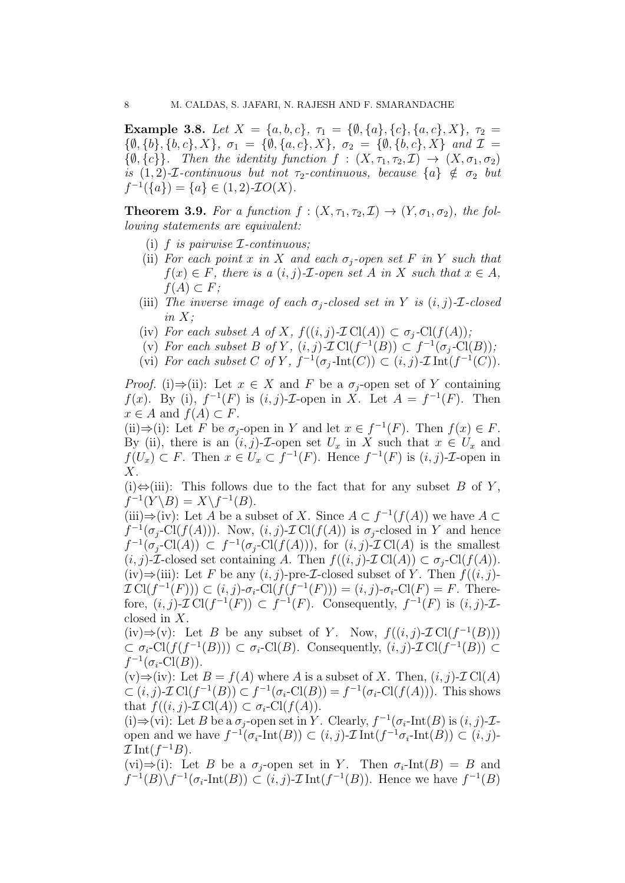**Example 3.8.** *Let $X = \{a, b, c\}$, $\tau_1 = \{\emptyset, \{a\}, \{c\}, \{a, c\}, X\}$, $\tau_2 = \{\emptyset, \{b\}, \{b, c\}, X\}$, $\sigma_1 = \{\emptyset, \{a, c\}, X\}$, $\sigma_2 = \{\emptyset, \{b, c\}, X\}$ and $\mathcal{I} = \{\emptyset, \{c\}\}$. Then the identity function $f : (X, \tau_1, \tau_2, \mathcal{I}) \to (X, \sigma_1, \sigma_2)$ is $(1, 2)$-$\mathcal{I}$-continuous but not $\tau_2$-continuous, because $\{a\} \notin \sigma_2$ but $f^{-1}(\{a\}) = \{a\} \in (1, 2)$-$\mathcal{I}O(X)$.*

**Theorem 3.9.** *For a function $f : (X, \tau_1, \tau_2, \mathcal{I}) \to (Y, \sigma_1, \sigma_2)$, the following statements are equivalent:*

(i) *$f$ is pairwise $\mathcal{I}$-continuous;*

(ii) *For each point $x$ in $X$ and each $\sigma_j$-open set $F$ in $Y$ such that $f(x) \in F$, there is a $(i, j)$-$\mathcal{I}$-open set $A$ in $X$ such that $x \in A$, $f(A) \subset F$;*

(iii) *The inverse image of each $\sigma_j$-closed set in $Y$ is $(i, j)$-$\mathcal{I}$-closed in $X$;*

(iv) *For each subset $A$ of $X$, $f((i, j)\text{-}\mathcal{I}\,\mathrm{Cl}(A)) \subset \sigma_j\text{-}\mathrm{Cl}(f(A))$;*

(v) *For each subset $B$ of $Y$, $(i, j)\text{-}\mathcal{I}\,\mathrm{Cl}(f^{-1}(B)) \subset f^{-1}(\sigma_j\text{-}\mathrm{Cl}(B))$;*

(vi) *For each subset $C$ of $Y$, $f^{-1}(\sigma_j\text{-}\mathrm{Int}(C)) \subset (i, j)\text{-}\mathcal{I}\,\mathrm{Int}(f^{-1}(C))$.*

*Proof.* (i)⇒(ii): Let $x \in X$ and $F$ be a $\sigma_j$-open set of $Y$ containing $f(x)$. By (i), $f^{-1}(F)$ is $(i, j)$-$\mathcal{I}$-open in $X$. Let $A = f^{-1}(F)$. Then $x \in A$ and $f(A) \subset F$.

(ii)⇒(i): Let $F$ be $\sigma_j$-open in $Y$ and let $x \in f^{-1}(F)$. Then $f(x) \in F$. By (ii), there is an $(i, j)$-$\mathcal{I}$-open set $U_x$ in $X$ such that $x \in U_x$ and $f(U_x) \subset F$. Then $x \in U_x \subset f^{-1}(F)$. Hence $f^{-1}(F)$ is $(i, j)$-$\mathcal{I}$-open in $X$.

(i)⇔(iii): This follows due to the fact that for any subset $B$ of $Y$, $f^{-1}(Y \backslash B) = X \backslash f^{-1}(B)$.

(iii)⇒(iv): Let $A$ be a subset of $X$. Since $A \subset f^{-1}(f(A))$ we have $A \subset f^{-1}(\sigma_j\text{-}\mathrm{Cl}(f(A)))$. Now, $(i, j)\text{-}\mathcal{I}\,\mathrm{Cl}(f(A))$ is $\sigma_j$-closed in $Y$ and hence $f^{-1}(\sigma_j\text{-}\mathrm{Cl}(A)) \subset f^{-1}(\sigma_j\text{-}\mathrm{Cl}(f(A)))$, for $(i, j)\text{-}\mathcal{I}\,\mathrm{Cl}(A)$ is the smallest $(i, j)$-$\mathcal{I}$-closed set containing $A$. Then $f((i, j)\text{-}\mathcal{I}\,\mathrm{Cl}(A)) \subset \sigma_j\text{-}\mathrm{Cl}(f(A))$.

(iv)⇒(iii): Let $F$ be any $(i, j)$-pre-$\mathcal{I}$-closed subset of $Y$. Then $f((i, j)\text{-}\mathcal{I}\,\mathrm{Cl}(f^{-1}(F))) \subset (i, j)\text{-}\sigma_i\text{-}\mathrm{Cl}(f(f^{-1}(F))) = (i, j)\text{-}\sigma_i\text{-}\mathrm{Cl}(F) = F$. Therefore, $(i, j)\text{-}\mathcal{I}\,\mathrm{Cl}(f^{-1}(F)) \subset f^{-1}(F)$. Consequently, $f^{-1}(F)$ is $(i, j)$-$\mathcal{I}$-closed in $X$.

(iv)⇒(v): Let $B$ be any subset of $Y$. Now, $f((i, j)\text{-}\mathcal{I}\,\mathrm{Cl}(f^{-1}(B))) \subset \sigma_i\text{-}\mathrm{Cl}(f(f^{-1}(B))) \subset \sigma_i\text{-}\mathrm{Cl}(B)$. Consequently, $(i, j)\text{-}\mathcal{I}\,\mathrm{Cl}(f^{-1}(B)) \subset f^{-1}(\sigma_i\text{-}\mathrm{Cl}(B))$.

(v)⇒(iv): Let $B = f(A)$ where $A$ is a subset of $X$. Then, $(i, j)\text{-}\mathcal{I}\,\mathrm{Cl}(A) \subset (i, j)\text{-}\mathcal{I}\,\mathrm{Cl}(f^{-1}(B)) \subset f^{-1}(\sigma_i\text{-}\mathrm{Cl}(B)) = f^{-1}(\sigma_i\text{-}\mathrm{Cl}(f(A)))$. This shows that $f((i, j)\text{-}\mathcal{I}\,\mathrm{Cl}(A)) \subset \sigma_i\text{-}\mathrm{Cl}(f(A))$.

(i)⇒(vi): Let $B$ be a $\sigma_j$-open set in $Y$. Clearly, $f^{-1}(\sigma_i\text{-}\mathrm{Int}(B)$ is $(i, j)$-$\mathcal{I}$-open and we have $f^{-1}(\sigma_i\text{-}\mathrm{Int}(B)) \subset (i, j)\text{-}\mathcal{I}\,\mathrm{Int}(f^{-1}\sigma_i\text{-}\mathrm{Int}(B)) \subset (i, j)\text{-}\mathcal{I}\,\mathrm{Int}(f^{-1}B)$.

(vi)⇒(i): Let $B$ be a $\sigma_j$-open set in $Y$. Then $\sigma_i\text{-}\mathrm{Int}(B) = B$ and $f^{-1}(B) \backslash f^{-1}(\sigma_i\text{-}\mathrm{Int}(B)) \subset (i, j)\text{-}\mathcal{I}\,\mathrm{Int}(f^{-1}(B))$. Hence we have $f^{-1}(B)$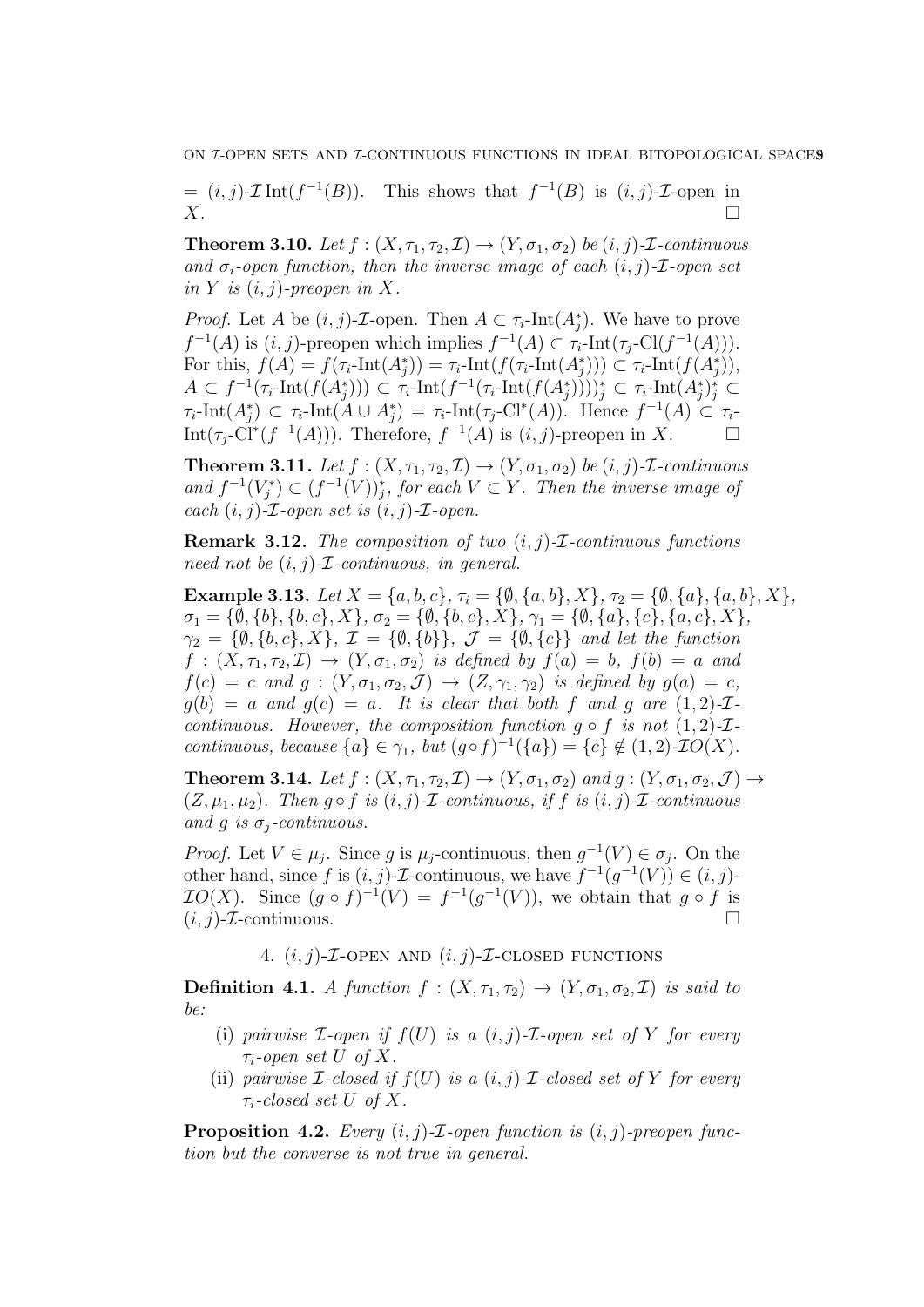$= (i,j)\text{-}\mathcal{I}\,\mathrm{Int}(f^{-1}(B))$. This shows that $f^{-1}(B)$ is $(i,j)$-$\mathcal{I}$-open in $X$. □

**Theorem 3.10.** *Let $f:(X,\tau_1,\tau_2,\mathcal{I})\to(Y,\sigma_1,\sigma_2)$ be $(i,j)$-$\mathcal{I}$-continuous and $\sigma_i$-open function, then the inverse image of each $(i,j)$-$\mathcal{I}$-open set in $Y$ is $(i,j)$-preopen in $X$.*

*Proof.* Let $A$ be $(i,j)$-$\mathcal{I}$-open. Then $A\subset\tau_i\text{-Int}(A_j^*)$. We have to prove $f^{-1}(A)$ is $(i,j)$-preopen which implies $f^{-1}(A)\subset\tau_i\text{-Int}(\tau_j\text{-Cl}(f^{-1}(A)))$. For this, $f(A)=f(\tau_i\text{-Int}(A_j^*))=\tau_i\text{-Int}(f(\tau_i\text{-Int}(A_j^*)))\subset\tau_i\text{-Int}(f(A_j^*))$, $A\subset f^{-1}(\tau_i\text{-Int}(f(A_j^*)))\subset\tau_i\text{-Int}(f^{-1}(\tau_i\text{-Int}(f(A_j^*))))_j^*\subset\tau_i\text{-Int}(A_j^*)_j^*\subset\tau_i\text{-Int}(A_j^*)\subset\tau_i\text{-Int}(A\cup A_j^*)=\tau_i\text{-Int}(\tau_j\text{-Cl}^*(A))$. Hence $f^{-1}(A)\subset\tau_i\text{-Int}(\tau_j\text{-Cl}^*(f^{-1}(A)))$. Therefore, $f^{-1}(A)$ is $(i,j)$-preopen in $X$. □

**Theorem 3.11.** *Let $f:(X,\tau_1,\tau_2,\mathcal{I})\to(Y,\sigma_1,\sigma_2)$ be $(i,j)$-$\mathcal{I}$-continuous and $f^{-1}(V_j^*)\subset(f^{-1}(V))_j^*$, for each $V\subset Y$. Then the inverse image of each $(i,j)$-$\mathcal{I}$-open set is $(i,j)$-$\mathcal{I}$-open.*

**Remark 3.12.** *The composition of two $(i,j)$-$\mathcal{I}$-continuous functions need not be $(i,j)$-$\mathcal{I}$-continuous, in general.*

**Example 3.13.** *Let $X=\{a,b,c\}$, $\tau_i=\{\emptyset,\{a,b\},X\}$, $\tau_2=\{\emptyset,\{a\},\{a,b\},X\}$, $\sigma_1=\{\emptyset,\{b\},\{b,c\},X\}$, $\sigma_2=\{\emptyset,\{b,c\},X\}$, $\gamma_1=\{\emptyset,\{a\},\{c\},\{a,c\},X\}$, $\gamma_2=\{\emptyset,\{b,c\},X\}$, $\mathcal{I}=\{\emptyset,\{b\}\}$, $\mathcal{J}=\{\emptyset,\{c\}\}$ and let the function $f:(X,\tau_1,\tau_2,\mathcal{I})\to(Y,\sigma_1,\sigma_2)$ is defined by $f(a)=b$, $f(b)=a$ and $f(c)=c$ and $g:(Y,\sigma_1,\sigma_2,\mathcal{J})\to(Z,\gamma_1,\gamma_2)$ is defined by $g(a)=c$, $g(b)=a$ and $g(c)=a$. It is clear that both $f$ and $g$ are $(1,2)$-$\mathcal{I}$-continuous. However, the composition function $g\circ f$ is not $(1,2)$-$\mathcal{I}$-continuous, because $\{a\}\in\gamma_1$, but $(g\circ f)^{-1}(\{a\})=\{c\}\notin(1,2)\text{-}\mathcal{I}O(X)$.*

**Theorem 3.14.** *Let $f:(X,\tau_1,\tau_2,\mathcal{I})\to(Y,\sigma_1,\sigma_2)$ and $g:(Y,\sigma_1,\sigma_2,\mathcal{J})\to(Z,\mu_1,\mu_2)$. Then $g\circ f$ is $(i,j)$-$\mathcal{I}$-continuous, if $f$ is $(i,j)$-$\mathcal{I}$-continuous and $g$ is $\sigma_j$-continuous.*

*Proof.* Let $V\in\mu_j$. Since $g$ is $\mu_j$-continuous, then $g^{-1}(V)\in\sigma_j$. On the other hand, since $f$ is $(i,j)$-$\mathcal{I}$-continuous, we have $f^{-1}(g^{-1}(V))\in(i,j)\text{-}\mathcal{I}O(X)$. Since $(g\circ f)^{-1}(V)=f^{-1}(g^{-1}(V))$, we obtain that $g\circ f$ is $(i,j)$-$\mathcal{I}$-continuous. □

## 4. $(i,j)$-$\mathcal{I}$-open and $(i,j)$-$\mathcal{I}$-closed functions

**Definition 4.1.** *A function $f:(X,\tau_1,\tau_2)\to(Y,\sigma_1,\sigma_2,\mathcal{I})$ is said to be:*

- (i) *pairwise $\mathcal{I}$-open if $f(U)$ is a $(i,j)$-$\mathcal{I}$-open set of $Y$ for every $\tau_i$-open set $U$ of $X$.*
- (ii) *pairwise $\mathcal{I}$-closed if $f(U)$ is a $(i,j)$-$\mathcal{I}$-closed set of $Y$ for every $\tau_i$-closed set $U$ of $X$.*

**Proposition 4.2.** *Every $(i,j)$-$\mathcal{I}$-open function is $(i,j)$-preopen function but the converse is not true in general.*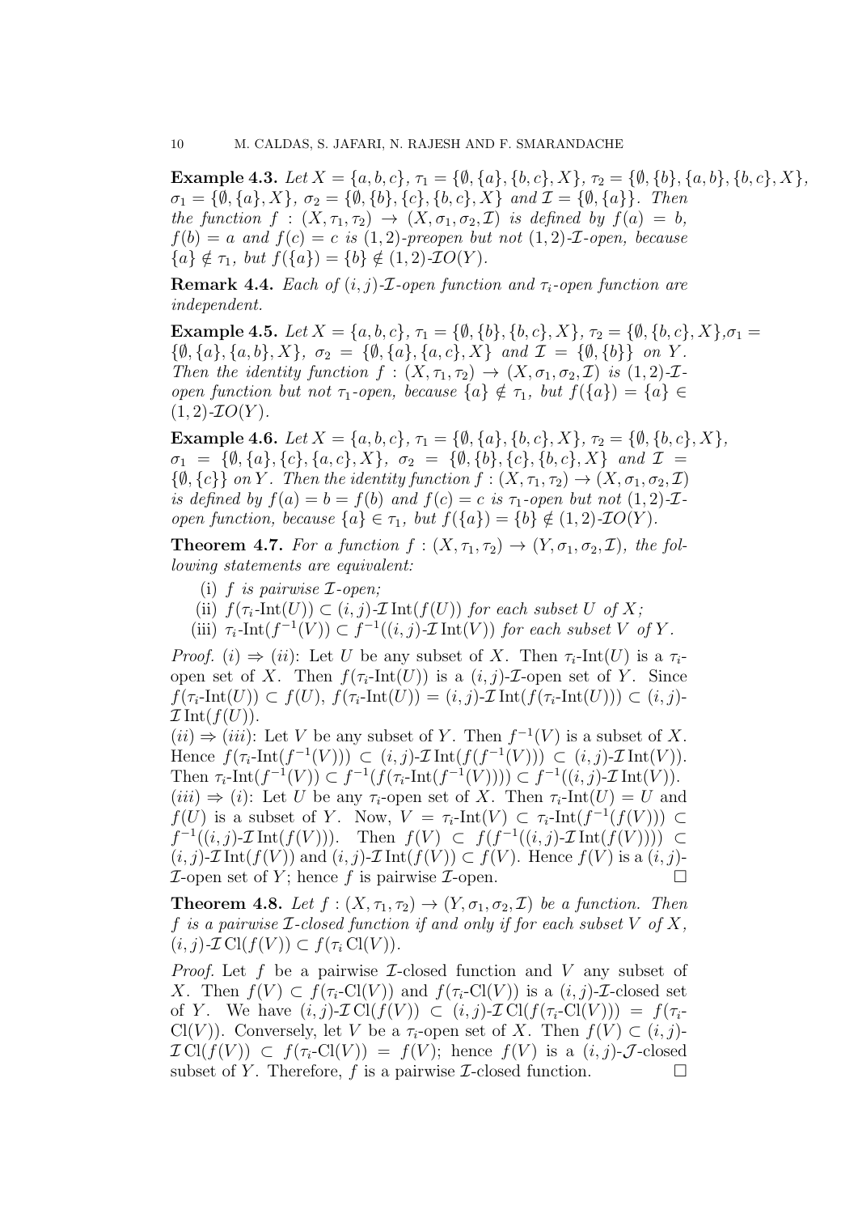**Example 4.3.** *Let $X = \{a, b, c\}$, $\tau_1 = \{\emptyset, \{a\}, \{b, c\}, X\}$, $\tau_2 = \{\emptyset, \{b\}, \{a, b\}, \{b, c\}, X\}$, $\sigma_1 = \{\emptyset, \{a\}, X\}$, $\sigma_2 = \{\emptyset, \{b\}, \{c\}, \{b, c\}, X\}$ and $\mathcal{I} = \{\emptyset, \{a\}\}$. Then the function $f : (X, \tau_1, \tau_2) \to (X, \sigma_1, \sigma_2, \mathcal{I})$ is defined by $f(a) = b$, $f(b) = a$ and $f(c) = c$ is $(1, 2)$-preopen but not $(1, 2)$-$\mathcal{I}$-open, because $\{a\} \notin \tau_1$, but $f(\{a\}) = \{b\} \notin (1, 2)$-$\mathcal{I}O(Y)$.*

**Remark 4.4.** *Each of $(i, j)$-$\mathcal{I}$-open function and $\tau_i$-open function are independent.*

**Example 4.5.** *Let $X = \{a, b, c\}$, $\tau_1 = \{\emptyset, \{b\}, \{b, c\}, X\}$, $\tau_2 = \{\emptyset, \{b, c\}, X\}$,$\sigma_1 = \{\emptyset, \{a\}, \{a, b\}, X\}$, $\sigma_2 = \{\emptyset, \{a\}, \{a, c\}, X\}$ and $\mathcal{I} = \{\emptyset, \{b\}\}$ on $Y$. Then the identity function $f : (X, \tau_1, \tau_2) \to (X, \sigma_1, \sigma_2, \mathcal{I})$ is $(1, 2)$-$\mathcal{I}$-open function but not $\tau_1$-open, because $\{a\} \notin \tau_1$, but $f(\{a\}) = \{a\} \in (1, 2)$-$\mathcal{I}O(Y)$.*

**Example 4.6.** *Let $X = \{a, b, c\}$, $\tau_1 = \{\emptyset, \{a\}, \{b, c\}, X\}$, $\tau_2 = \{\emptyset, \{b, c\}, X\}$, $\sigma_1 = \{\emptyset, \{a\}, \{c\}, \{a, c\}, X\}$, $\sigma_2 = \{\emptyset, \{b\}, \{c\}, \{b, c\}, X\}$ and $\mathcal{I} = \{\emptyset, \{c\}\}$ on $Y$. Then the identity function $f : (X, \tau_1, \tau_2) \to (X, \sigma_1, \sigma_2, \mathcal{I})$ is defined by $f(a) = b = f(b)$ and $f(c) = c$ is $\tau_1$-open but not $(1, 2)$-$\mathcal{I}$-open function, because $\{a\} \in \tau_1$, but $f(\{a\}) = \{b\} \notin (1, 2)$-$\mathcal{I}O(Y)$.*

**Theorem 4.7.** *For a function $f : (X, \tau_1, \tau_2) \to (Y, \sigma_1, \sigma_2, \mathcal{I})$, the following statements are equivalent:*

(i) *$f$ is pairwise $\mathcal{I}$-open;*
(ii) *$f(\tau_i\text{-Int}(U)) \subset (i, j)\text{-}\mathcal{I}\,\text{Int}(f(U))$ for each subset $U$ of $X$;*
(iii) *$\tau_i\text{-Int}(f^{-1}(V)) \subset f^{-1}((i, j)\text{-}\mathcal{I}\,\text{Int}(V))$ for each subset $V$ of $Y$.*

*Proof.* $(i) \Rightarrow (ii)$: Let $U$ be any subset of $X$. Then $\tau_i\text{-Int}(U)$ is a $\tau_i$-open set of $X$. Then $f(\tau_i\text{-Int}(U))$ is a $(i, j)$-$\mathcal{I}$-open set of $Y$. Since $f(\tau_i\text{-Int}(U)) \subset f(U)$, $f(\tau_i\text{-Int}(U)) = (i, j)\text{-}\mathcal{I}\,\text{Int}(f(\tau_i\text{-Int}(U))) \subset (i, j)\text{-}\mathcal{I}\,\text{Int}(f(U))$.

$(ii) \Rightarrow (iii)$: Let $V$ be any subset of $Y$. Then $f^{-1}(V)$ is a subset of $X$. Hence $f(\tau_i\text{-Int}(f^{-1}(V))) \subset (i, j)\text{-}\mathcal{I}\,\text{Int}(f(f^{-1}(V))) \subset (i, j)\text{-}\mathcal{I}\,\text{Int}(V)$. Then $\tau_i\text{-Int}(f^{-1}(V)) \subset f^{-1}(f(\tau_i\text{-Int}(f^{-1}(V)))) \subset f^{-1}((i, j)\text{-}\mathcal{I}\,\text{Int}(V))$.

$(iii) \Rightarrow (i)$: Let $U$ be any $\tau_i$-open set of $X$. Then $\tau_i\text{-Int}(U) = U$ and $f(U)$ is a subset of $Y$. Now, $V = \tau_i\text{-Int}(V) \subset \tau_i\text{-Int}(f^{-1}(f(V))) \subset f^{-1}((i, j)\text{-}\mathcal{I}\,\text{Int}(f(V)))$. Then $f(V) \subset f(f^{-1}((i, j)\text{-}\mathcal{I}\,\text{Int}(f(V)))) \subset (i, j)\text{-}\mathcal{I}\,\text{Int}(f(V))$ and $(i, j)\text{-}\mathcal{I}\,\text{Int}(f(V)) \subset f(V)$. Hence $f(V)$ is a $(i, j)$-$\mathcal{I}$-open set of $Y$; hence $f$ is pairwise $\mathcal{I}$-open. □

**Theorem 4.8.** *Let $f : (X, \tau_1, \tau_2) \to (Y, \sigma_1, \sigma_2, \mathcal{I})$ be a function. Then $f$ is a pairwise $\mathcal{I}$-closed function if and only if for each subset $V$ of $X$, $(i, j)\text{-}\mathcal{I}\,\text{Cl}(f(V)) \subset f(\tau_i\,\text{Cl}(V))$.*

*Proof.* Let $f$ be a pairwise $\mathcal{I}$-closed function and $V$ any subset of $X$. Then $f(V) \subset f(\tau_i\text{-Cl}(V))$ and $f(\tau_i\text{-Cl}(V))$ is a $(i, j)$-$\mathcal{I}$-closed set of $Y$. We have $(i, j)\text{-}\mathcal{I}\,\text{Cl}(f(V)) \subset (i, j)\text{-}\mathcal{I}\,\text{Cl}(f(\tau_i\text{-Cl}(V))) = f(\tau_i\text{-Cl}(V))$. Conversely, let $V$ be a $\tau_i$-open set of $X$. Then $f(V) \subset (i, j)\text{-}\mathcal{I}\,\text{Cl}(f(V)) \subset f(\tau_i\text{-Cl}(V)) = f(V)$; hence $f(V)$ is a $(i, j)$-$\mathcal{J}$-closed subset of $Y$. Therefore, $f$ is a pairwise $\mathcal{I}$-closed function. □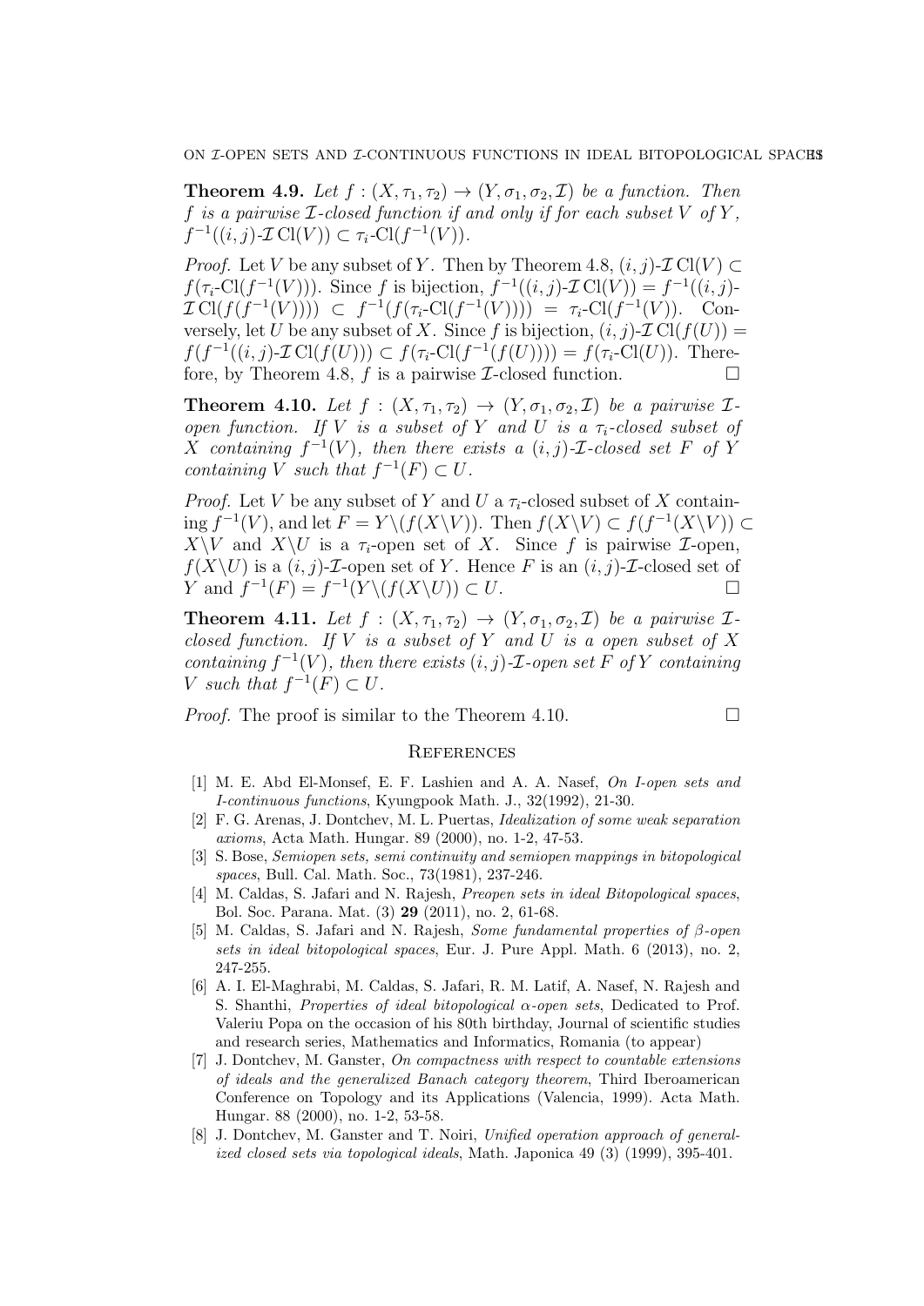**Theorem 4.9.** *Let $f : (X, \tau_1, \tau_2) \to (Y, \sigma_1, \sigma_2, \mathcal{I})$ be a function. Then $f$ is a pairwise $\mathcal{I}$-closed function if and only if for each subset $V$ of $Y$, $f^{-1}((i,j)\text{-}\mathcal{I}\,\mathrm{Cl}(V)) \subset \tau_i\text{-}\mathrm{Cl}(f^{-1}(V))$.*

*Proof.* Let $V$ be any subset of $Y$. Then by Theorem 4.8, $(i,j)\text{-}\mathcal{I}\,\mathrm{Cl}(V) \subset f(\tau_i\text{-}\mathrm{Cl}(f^{-1}(V)))$. Since $f$ is bijection, $f^{-1}((i,j)\text{-}\mathcal{I}\,\mathrm{Cl}(V)) = f^{-1}((i,j)\text{-}\mathcal{I}\,\mathrm{Cl}(f(f^{-1}(V)))) \subset f^{-1}(f(\tau_i\text{-}\mathrm{Cl}(f^{-1}(V)))) = \tau_i\text{-}\mathrm{Cl}(f^{-1}(V))$. Conversely, let $U$ be any subset of $X$. Since $f$ is bijection, $(i,j)\text{-}\mathcal{I}\,\mathrm{Cl}(f(U)) = f(f^{-1}((i,j)\text{-}\mathcal{I}\,\mathrm{Cl}(f(U))) \subset f(\tau_i\text{-}\mathrm{Cl}(f^{-1}(f(U)))) = f(\tau_i\text{-}\mathrm{Cl}(U))$. Therefore, by Theorem 4.8, $f$ is a pairwise $\mathcal{I}$-closed function. □

**Theorem 4.10.** *Let $f : (X, \tau_1, \tau_2) \to (Y, \sigma_1, \sigma_2, \mathcal{I})$ be a pairwise $\mathcal{I}$-open function. If $V$ is a subset of $Y$ and $U$ is a $\tau_i$-closed subset of $X$ containing $f^{-1}(V)$, then there exists a $(i,j)$-$\mathcal{I}$-closed set $F$ of $Y$ containing $V$ such that $f^{-1}(F) \subset U$.*

*Proof.* Let $V$ be any subset of $Y$ and $U$ a $\tau_i$-closed subset of $X$ containing $f^{-1}(V)$, and let $F = Y\backslash(f(X\backslash V))$. Then $f(X\backslash V) \subset f(f^{-1}(X\backslash V)) \subset X\backslash V$ and $X\backslash U$ is a $\tau_i$-open set of $X$. Since $f$ is pairwise $\mathcal{I}$-open, $f(X\backslash U)$ is a $(i,j)$-$\mathcal{I}$-open set of $Y$. Hence $F$ is an $(i,j)$-$\mathcal{I}$-closed set of $Y$ and $f^{-1}(F) = f^{-1}(Y\backslash(f(X\backslash U)) \subset U$. □

**Theorem 4.11.** *Let $f : (X, \tau_1, \tau_2) \to (Y, \sigma_1, \sigma_2, \mathcal{I})$ be a pairwise $\mathcal{I}$-closed function. If $V$ is a subset of $Y$ and $U$ is a open subset of $X$ containing $f^{-1}(V)$, then there exists $(i,j)$-$\mathcal{I}$-open set $F$ of $Y$ containing $V$ such that $f^{-1}(F) \subset U$.*

*Proof.* The proof is similar to the Theorem 4.10. □

## References

[1] M. E. Abd El-Monsef, E. F. Lashien and A. A. Nasef, *On I-open sets and I-continuous functions*, Kyungpook Math. J., 32(1992), 21-30.

[2] F. G. Arenas, J. Dontchev, M. L. Puertas, *Idealization of some weak separation axioms*, Acta Math. Hungar. 89 (2000), no. 1-2, 47-53.

[3] S. Bose, *Semiopen sets, semi continuity and semiopen mappings in bitopological spaces*, Bull. Cal. Math. Soc., 73(1981), 237-246.

[4] M. Caldas, S. Jafari and N. Rajesh, *Preopen sets in ideal Bitopological spaces*, Bol. Soc. Parana. Mat. (3) **29** (2011), no. 2, 61-68.

[5] M. Caldas, S. Jafari and N. Rajesh, *Some fundamental properties of $\beta$-open sets in ideal bitopological spaces*, Eur. J. Pure Appl. Math. 6 (2013), no. 2, 247-255.

[6] A. I. El-Maghrabi, M. Caldas, S. Jafari, R. M. Latif, A. Nasef, N. Rajesh and S. Shanthi, *Properties of ideal bitopological $\alpha$-open sets*, Dedicated to Prof. Valeriu Popa on the occasion of his 80th birthday, Journal of scientific studies and research series, Mathematics and Informatics, Romania (to appear)

[7] J. Dontchev, M. Ganster, *On compactness with respect to countable extensions of ideals and the generalized Banach category theorem*, Third Iberoamerican Conference on Topology and its Applications (Valencia, 1999). Acta Math. Hungar. 88 (2000), no. 1-2, 53-58.

[8] J. Dontchev, M. Ganster and T. Noiri, *Unified operation approach of generalized closed sets via topological ideals*, Math. Japonica 49 (3) (1999), 395-401.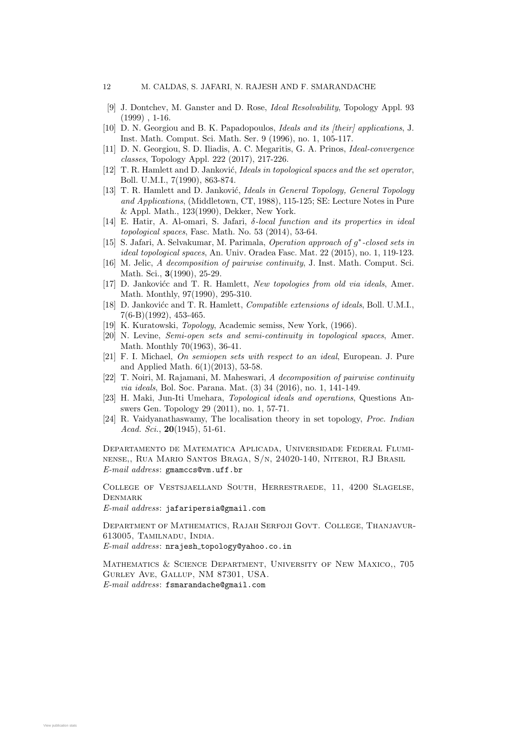[9] J. Dontchev, M. Ganster and D. Rose, *Ideal Resolvability*, Topology Appl. 93 (1999) , 1-16.

[10] D. N. Georgiou and B. K. Papadopoulos, *Ideals and its [their] applications*, J. Inst. Math. Comput. Sci. Math. Ser. 9 (1996), no. 1, 105-117.

[11] D. N. Georgiou, S. D. Iliadis, A. C. Megaritis, G. A. Prinos, *Ideal-convergence classes*, Topology Appl. 222 (2017), 217-226.

[12] T. R. Hamlett and D. Janković, *Ideals in topological spaces and the set operator*, Boll. U.M.I., 7(1990), 863-874.

[13] T. R. Hamlett and D. Janković, *Ideals in General Topology, General Topology and Applications*, (Middletown, CT, 1988), 115-125; SE: Lecture Notes in Pure & Appl. Math., 123(1990), Dekker, New York.

[14] E. Hatir, A. Al-omari, S. Jafari, *δ-local function and its properties in ideal topological spaces*, Fasc. Math. No. 53 (2014), 53-64.

[15] S. Jafari, A. Selvakumar, M. Parimala, *Operation approach of $g^*$-closed sets in ideal topological spaces*, An. Univ. Oradea Fasc. Mat. 22 (2015), no. 1, 119-123.

[16] M. Jelic, *A decomposition of pairwise continuity*, J. Inst. Math. Comput. Sci. Math. Sci., **3**(1990), 25-29.

[17] D. Jankovićc and T. R. Hamlett, *New topologies from old via ideals*, Amer. Math. Monthly, 97(1990), 295-310.

[18] D. Jankovićc and T. R. Hamlett, *Compatible extensions of ideals*, Boll. U.M.I., 7(6-B)(1992), 453-465.

[19] K. Kuratowski, *Topology*, Academic semiss, New York, (1966).

[20] N. Levine, *Semi-open sets and semi-continuity in topological spaces*, Amer. Math. Monthly 70(1963), 36-41.

[21] F. I. Michael, *On semiopen sets with respect to an ideal*, European. J. Pure and Applied Math. 6(1)(2013), 53-58.

[22] T. Noiri, M. Rajamani, M. Maheswari, *A decomposition of pairwise continuity via ideals*, Bol. Soc. Parana. Mat. (3) 34 (2016), no. 1, 141-149.

[23] H. Maki, Jun-Iti Umehara, *Topological ideals and operations*, Questions Answers Gen. Topology 29 (2011), no. 1, 57-71.

[24] R. Vaidyanathaswamy, The localisation theory in set topology, *Proc. Indian Acad. Sci.*, **20**(1945), 51-61.

Departamento de Matematica Aplicada, Universidade Federal Fluminense,, Rua Mario Santos Braga, S/n, 24020-140, Niteroi, RJ Brasil
*E-mail address*: gmamccs@vm.uff.br

College of Vestsjaelland South, Herrestraede, 11, 4200 Slagelse, Denmark
*E-mail address*: jafaripersia@gmail.com

Department of Mathematics, Rajah Serfoji Govt. College, Thanjavur-613005, Tamilnadu, India.
*E-mail address*: nrajesh_topology@yahoo.co.in

Mathematics & Science Department, University of New Maxico,, 705 Gurley Ave, Gallup, NM 87301, USA.
*E-mail address*: fsmarandache@gmail.com